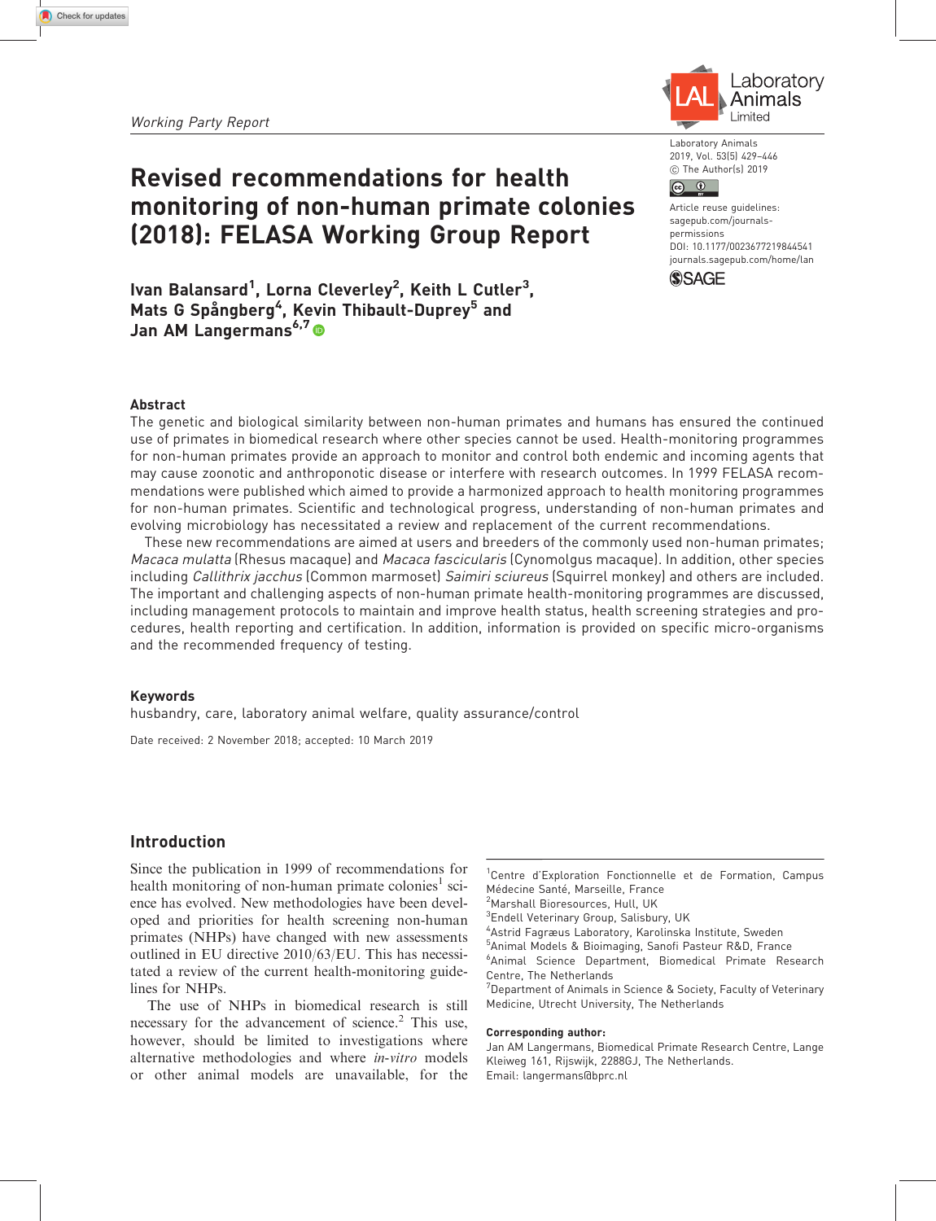Working Party Report

# Revised recommendations for health monitoring of non-human primate colonies (2018): FELASA Working Group Report

**Ivan Balansard[1], Lorna Cleverley[2], Keith L Cutler[3], Mats G Spångberg[4], Kevin Thibault-Duprey[5] and Jan AM Langermans[6,7]**

Laboratory Animals
2019, Vol. 53(5) 429–446
© The Author(s) 2019
Article reuse guidelines: sagepub.com/journals-permissions
DOI: 10.1177/0023677219844541
journals.sagepub.com/home/lan

## Abstract

The genetic and biological similarity between non-human primates and humans has ensured the continued use of primates in biomedical research where other species cannot be used. Health-monitoring programmes for non-human primates provide an approach to monitor and control both endemic and incoming agents that may cause zoonotic and anthroponotic disease or interfere with research outcomes. In 1999 FELASA recommendations were published which aimed to provide a harmonized approach to health monitoring programmes for non-human primates. Scientific and technological progress, understanding of non-human primates and evolving microbiology has necessitated a review and replacement of the current recommendations.

These new recommendations are aimed at users and breeders of the commonly used non-human primates; *Macaca mulatta* (Rhesus macaque) and *Macaca fascicularis* (Cynomolgus macaque). In addition, other species including *Callithrix jacchus* (Common marmoset) *Saimiri sciureus* (Squirrel monkey) and others are included. The important and challenging aspects of non-human primate health-monitoring programmes are discussed, including management protocols to maintain and improve health status, health screening strategies and procedures, health reporting and certification. In addition, information is provided on specific micro-organisms and the recommended frequency of testing.

### Keywords

husbandry, care, laboratory animal welfare, quality assurance/control

Date received: 2 November 2018; accepted: 10 March 2019

## Introduction

Since the publication in 1999 of recommendations for health monitoring of non-human primate colonies[1] science has evolved. New methodologies have been developed and priorities for health screening non-human primates (NHPs) have changed with new assessments outlined in EU directive 2010/63/EU. This has necessitated a review of the current health-monitoring guidelines for NHPs.

The use of NHPs in biomedical research is still necessary for the advancement of science.[2] This use, however, should be limited to investigations where alternative methodologies and where *in-vitro* models or other animal models are unavailable, for the

---

[1]Centre d'Exploration Fonctionnelle et de Formation, Campus Médecine Santé, Marseille, France
[2]Marshall Bioresources, Hull, UK
[3]Endell Veterinary Group, Salisbury, UK
[4]Astrid Fagræus Laboratory, Karolinska Institute, Sweden
[5]Animal Models & Bioimaging, Sanofi Pasteur R&D, France
[6]Animal Science Department, Biomedical Primate Research Centre, The Netherlands
[7]Department of Animals in Science & Society, Faculty of Veterinary Medicine, Utrecht University, The Netherlands

**Corresponding author:**
Jan AM Langermans, Biomedical Primate Research Centre, Lange Kleiweg 161, Rijswijk, 2288GJ, The Netherlands.
Email: langermans@bprc.nl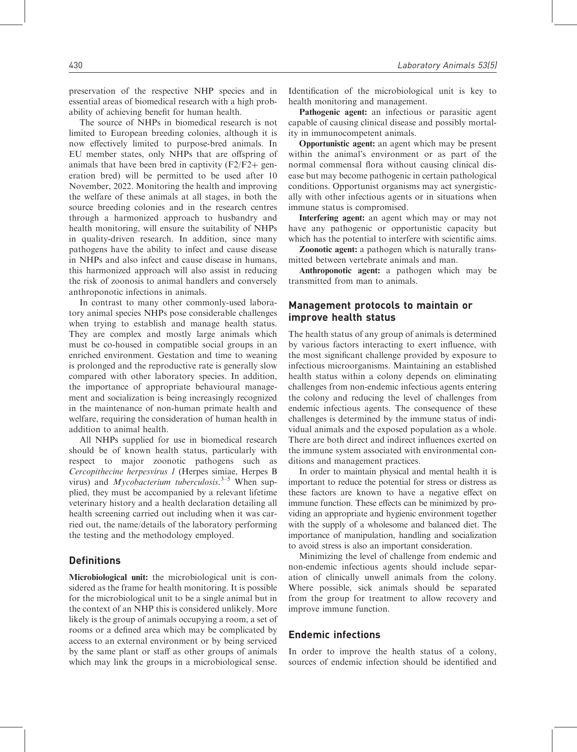preservation of the respective NHP species and in essential areas of biomedical research with a high probability of achieving benefit for human health.

The source of NHPs in biomedical research is not limited to European breeding colonies, although it is now effectively limited to purpose-bred animals. In EU member states, only NHPs that are offspring of animals that have been bred in captivity (F2/F2+ generation bred) will be permitted to be used after 10 November, 2022. Monitoring the health and improving the welfare of these animals at all stages, in both the source breeding colonies and in the research centres through a harmonized approach to husbandry and health monitoring, will ensure the suitability of NHPs in quality-driven research. In addition, since many pathogens have the ability to infect and cause disease in NHPs and also infect and cause disease in humans, this harmonized approach will also assist in reducing the risk of zoonosis to animal handlers and conversely anthroponotic infections in animals.

In contrast to many other commonly-used laboratory animal species NHPs pose considerable challenges when trying to establish and manage health status. They are complex and mostly large animals which must be co-housed in compatible social groups in an enriched environment. Gestation and time to weaning is prolonged and the reproductive rate is generally slow compared with other laboratory species. In addition, the importance of appropriate behavioural management and socialization is being increasingly recognized in the maintenance of non-human primate health and welfare, requiring the consideration of human health in addition to animal health.

All NHPs supplied for use in biomedical research should be of known health status, particularly with respect to major zoonotic pathogens such as *Cercopithecine herpesvirus 1* (Herpes simiae, Herpes B virus) and *Mycobacterium tuberculosis*.[3–5] When supplied, they must be accompanied by a relevant lifetime veterinary history and a health declaration detailing all health screening carried out including when it was carried out, the name/details of the laboratory performing the testing and the methodology employed.

## Definitions

**Microbiological unit:** the microbiological unit is considered as the frame for health monitoring. It is possible for the microbiological unit to be a single animal but in the context of an NHP this is considered unlikely. More likely is the group of animals occupying a room, a set of rooms or a defined area which may be complicated by access to an external environment or by being serviced by the same plant or staff as other groups of animals which may link the groups in a microbiological sense. Identification of the microbiological unit is key to health monitoring and management.

**Pathogenic agent:** an infectious or parasitic agent capable of causing clinical disease and possibly mortality in immunocompetent animals.

**Opportunistic agent:** an agent which may be present within the animal's environment or as part of the normal commensal flora without causing clinical disease but may become pathogenic in certain pathological conditions. Opportunist organisms may act synergistically with other infectious agents or in situations when immune status is compromised.

**Interfering agent:** an agent which may or may not have any pathogenic or opportunistic capacity but which has the potential to interfere with scientific aims.

**Zoonotic agent:** a pathogen which is naturally transmitted between vertebrate animals and man.

**Anthroponotic agent:** a pathogen which may be transmitted from man to animals.

## Management protocols to maintain or improve health status

The health status of any group of animals is determined by various factors interacting to exert influence, with the most significant challenge provided by exposure to infectious microorganisms. Maintaining an established health status within a colony depends on eliminating challenges from non-endemic infectious agents entering the colony and reducing the level of challenges from endemic infectious agents. The consequence of these challenges is determined by the immune status of individual animals and the exposed population as a whole. There are both direct and indirect influences exerted on the immune system associated with environmental conditions and management practices.

In order to maintain physical and mental health it is important to reduce the potential for stress or distress as these factors are known to have a negative effect on immune function. These effects can be minimized by providing an appropriate and hygienic environment together with the supply of a wholesome and balanced diet. The importance of manipulation, handling and socialization to avoid stress is also an important consideration.

Minimizing the level of challenge from endemic and non-endemic infectious agents should include separation of clinically unwell animals from the colony. Where possible, sick animals should be separated from the group for treatment to allow recovery and improve immune function.

## Endemic infections

In order to improve the health status of a colony, sources of endemic infection should be identified and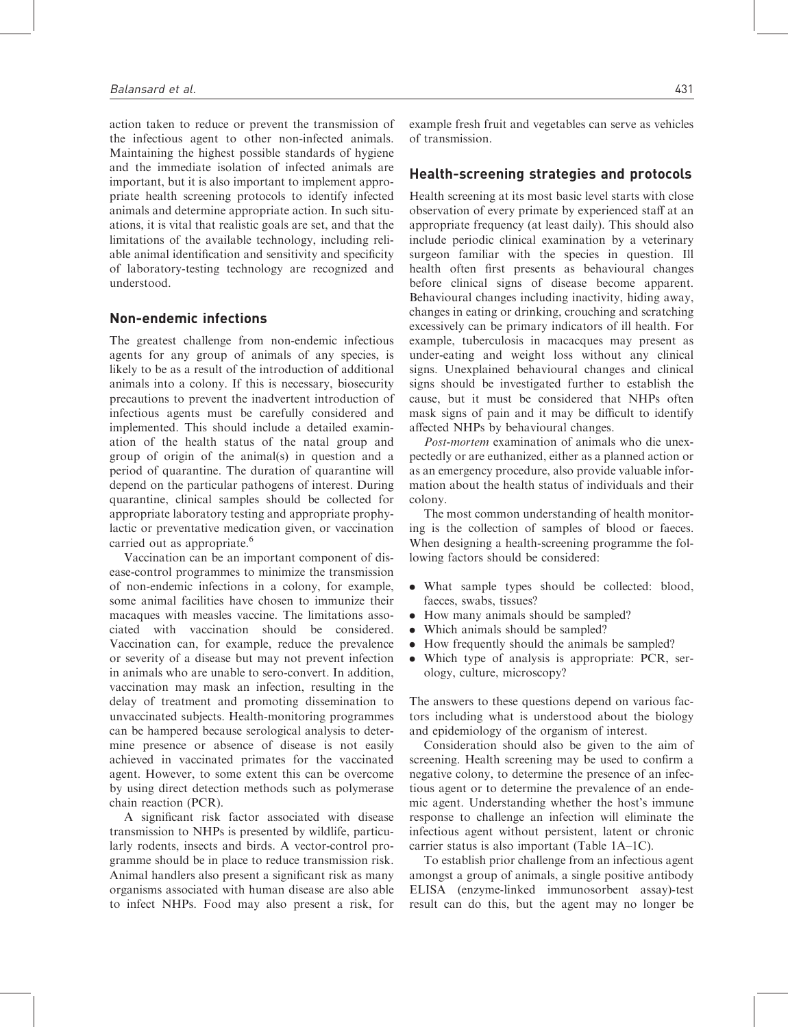action taken to reduce or prevent the transmission of the infectious agent to other non-infected animals. Maintaining the highest possible standards of hygiene and the immediate isolation of infected animals are important, but it is also important to implement appropriate health screening protocols to identify infected animals and determine appropriate action. In such situations, it is vital that realistic goals are set, and that the limitations of the available technology, including reliable animal identification and sensitivity and specificity of laboratory-testing technology are recognized and understood.

## Non-endemic infections

The greatest challenge from non-endemic infectious agents for any group of animals of any species, is likely to be as a result of the introduction of additional animals into a colony. If this is necessary, biosecurity precautions to prevent the inadvertent introduction of infectious agents must be carefully considered and implemented. This should include a detailed examination of the health status of the natal group and group of origin of the animal(s) in question and a period of quarantine. The duration of quarantine will depend on the particular pathogens of interest. During quarantine, clinical samples should be collected for appropriate laboratory testing and appropriate prophylactic or preventative medication given, or vaccination carried out as appropriate.[6]

Vaccination can be an important component of disease-control programmes to minimize the transmission of non-endemic infections in a colony, for example, some animal facilities have chosen to immunize their macaques with measles vaccine. The limitations associated with vaccination should be considered. Vaccination can, for example, reduce the prevalence or severity of a disease but may not prevent infection in animals who are unable to sero-convert. In addition, vaccination may mask an infection, resulting in the delay of treatment and promoting dissemination to unvaccinated subjects. Health-monitoring programmes can be hampered because serological analysis to determine presence or absence of disease is not easily achieved in vaccinated primates for the vaccinated agent. However, to some extent this can be overcome by using direct detection methods such as polymerase chain reaction (PCR).

A significant risk factor associated with disease transmission to NHPs is presented by wildlife, particularly rodents, insects and birds. A vector-control programme should be in place to reduce transmission risk. Animal handlers also present a significant risk as many organisms associated with human disease are also able to infect NHPs. Food may also present a risk, for example fresh fruit and vegetables can serve as vehicles of transmission.

## Health-screening strategies and protocols

Health screening at its most basic level starts with close observation of every primate by experienced staff at an appropriate frequency (at least daily). This should also include periodic clinical examination by a veterinary surgeon familiar with the species in question. Ill health often first presents as behavioural changes before clinical signs of disease become apparent. Behavioural changes including inactivity, hiding away, changes in eating or drinking, crouching and scratching excessively can be primary indicators of ill health. For example, tuberculosis in macaques may present as under-eating and weight loss without any clinical signs. Unexplained behavioural changes and clinical signs should be investigated further to establish the cause, but it must be considered that NHPs often mask signs of pain and it may be difficult to identify affected NHPs by behavioural changes.

*Post-mortem* examination of animals who die unexpectedly or are euthanized, either as a planned action or as an emergency procedure, also provide valuable information about the health status of individuals and their colony.

The most common understanding of health monitoring is the collection of samples of blood or faeces. When designing a health-screening programme the following factors should be considered:

- What sample types should be collected: blood, faeces, swabs, tissues?
- How many animals should be sampled?
- Which animals should be sampled?
- How frequently should the animals be sampled?
- Which type of analysis is appropriate: PCR, serology, culture, microscopy?

The answers to these questions depend on various factors including what is understood about the biology and epidemiology of the organism of interest.

Consideration should also be given to the aim of screening. Health screening may be used to confirm a negative colony, to determine the presence of an infectious agent or to determine the prevalence of an endemic agent. Understanding whether the host's immune response to challenge an infection will eliminate the infectious agent without persistent, latent or chronic carrier status is also important (Table 1A–1C).

To establish prior challenge from an infectious agent amongst a group of animals, a single positive antibody ELISA (enzyme-linked immunosorbent assay)-test result can do this, but the agent may no longer be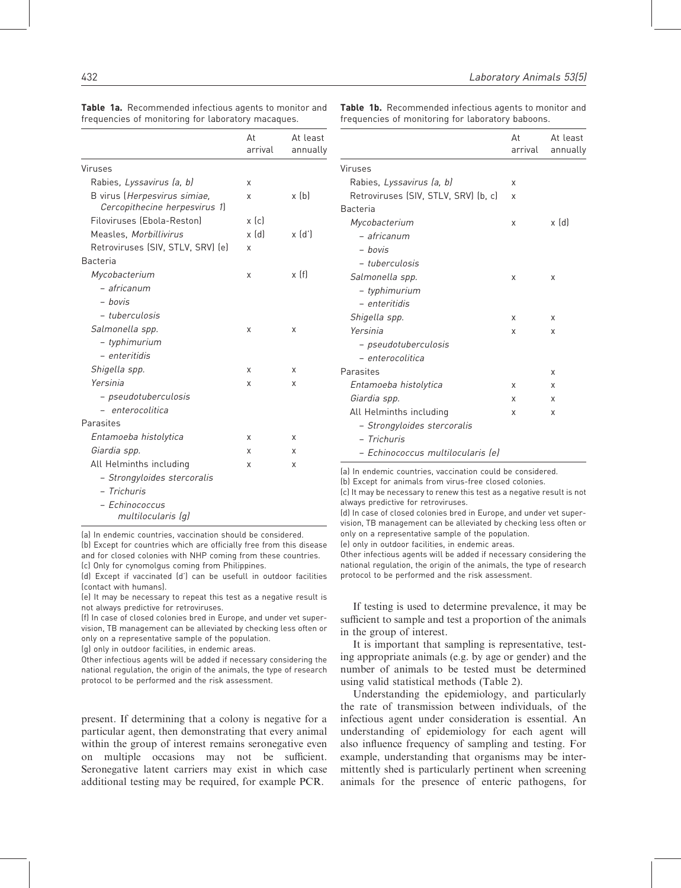**Table 1a.** Recommended infectious agents to monitor and frequencies of monitoring for laboratory macaques.

| | At arrival | At least annually |
|---|---|---|
| Viruses | | |
| Rabies, *Lyssavirus (a, b)* | x | |
| B virus (*Herpesvirus simiae, Cercopithecine herpesvirus 1*) | x | x (b) |
| Filoviruses (Ebola-Reston) | x (c) | |
| Measles, *Morbillivirus* | x (d) | x (d') |
| Retroviruses (SIV, STLV, SRV) (e) | x | |
| Bacteria | | |
| *Mycobacterium* | x | x (f) |
| – *africanum* | | |
| – *bovis* | | |
| – *tuberculosis* | | |
| *Salmonella spp.* | x | x |
| – *typhimurium* | | |
| – *enteritidis* | | |
| *Shigella spp.* | x | x |
| *Yersinia* | x | x |
| – *pseudotuberculosis* | | |
| – *enterocolitica* | | |
| Parasites | | |
| *Entamoeba histolytica* | x | x |
| *Giardia spp.* | x | x |
| All Helminths including | x | x |
| – *Strongyloides stercoralis* | | |
| – *Trichuris* | | |
| – *Echinococcus multilocularis (g)* | | |

(a) In endemic countries, vaccination should be considered.
(b) Except for countries which are officially free from this disease and for closed colonies with NHP coming from these countries.
(c) Only for cynomolgus coming from Philippines.
(d) Except if vaccinated (d') can be usefull in outdoor facilities (contact with humans).
(e) It may be necessary to repeat this test as a negative result is not always predictive for retroviruses.
(f) In case of closed colonies bred in Europe, and under vet supervision, TB management can be alleviated by checking less often or only on a representative sample of the population.
(g) only in outdoor facilities, in endemic areas.
Other infectious agents will be added if necessary considering the national regulation, the origin of the animals, the type of research protocol to be performed and the risk assessment.

present. If determining that a colony is negative for a particular agent, then demonstrating that every animal within the group of interest remains seronegative even on multiple occasions may not be sufficient. Seronegative latent carriers may exist in which case additional testing may be required, for example PCR.

**Table 1b.** Recommended infectious agents to monitor and frequencies of monitoring for laboratory baboons.

| | At arrival | At least annually |
|---|---|---|
| Viruses | | |
| Rabies, *Lyssavirus (a, b)* | x | |
| Retroviruses (SIV, STLV, SRV) (b, c) | x | |
| Bacteria | | |
| *Mycobacterium* | x | x (d) |
| – *africanum* | | |
| – *bovis* | | |
| – *tuberculosis* | | |
| *Salmonella spp.* | x | x |
| – *typhimurium* | | |
| – *enteritidis* | | |
| *Shigella spp.* | x | x |
| *Yersinia* | x | x |
| – *pseudotuberculosis* | | |
| – *enterocolitica* | | |
| Parasites | | x |
| *Entamoeba histolytica* | x | x |
| *Giardia spp.* | x | x |
| All Helminths including | x | x |
| – *Strongyloides stercoralis* | | |
| – *Trichuris* | | |
| – *Echinococcus multilocularis (e)* | | |

(a) In endemic countries, vaccination could be considered.
(b) Except for animals from virus-free closed colonies.
(c) It may be necessary to renew this test as a negative result is not always predictive for retroviruses.
(d) In case of closed colonies bred in Europe, and under vet supervision, TB management can be alleviated by checking less often or only on a representative sample of the population.
(e) only in outdoor facilities, in endemic areas.
Other infectious agents will be added if necessary considering the national regulation, the origin of the animals, the type of research protocol to be performed and the risk assessment.

If testing is used to determine prevalence, it may be sufficient to sample and test a proportion of the animals in the group of interest.

It is important that sampling is representative, testing appropriate animals (e.g. by age or gender) and the number of animals to be tested must be determined using valid statistical methods (Table 2).

Understanding the epidemiology, and particularly the rate of transmission between individuals, of the infectious agent under consideration is essential. An understanding of epidemiology for each agent will also influence frequency of sampling and testing. For example, understanding that organisms may be intermittently shed is particularly pertinent when screening animals for the presence of enteric pathogens, for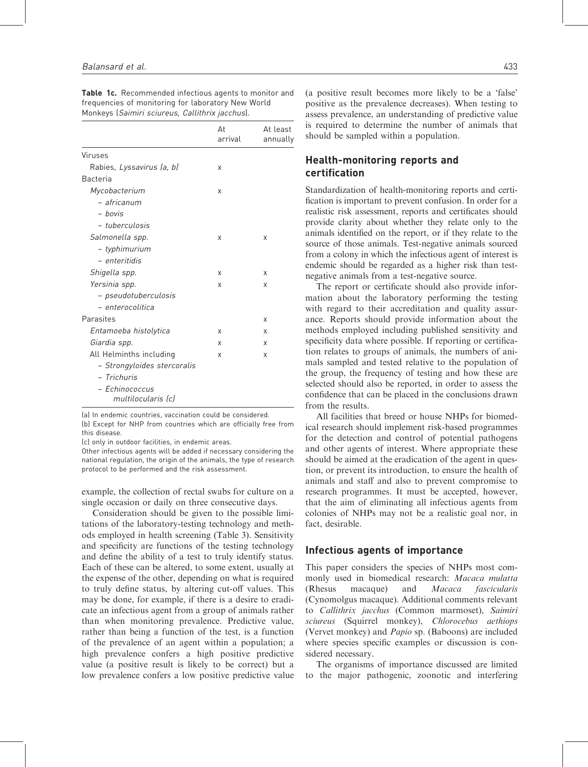**Table 1c.** Recommended infectious agents to monitor and frequencies of monitoring for laboratory New World Monkeys (*Saimiri sciureus*, *Callithrix jacchus*).

| | At arrival | At least annually |
|---|---|---|
| Viruses | | |
| Rabies, *Lyssavirus* (a, b) | x | |
| Bacteria | | |
| *Mycobacterium* | x | |
| – *africanum* | | |
| – *bovis* | | |
| – *tuberculosis* | | |
| *Salmonella spp.* | x | x |
| – *typhimurium* | | |
| – *enteritidis* | | |
| *Shigella spp.* | x | x |
| *Yersinia spp.* | x | x |
| – *pseudotuberculosis* | | |
| – *enterocolitica* | | |
| Parasites | | x |
| *Entamoeba histolytica* | x | x |
| *Giardia spp.* | x | x |
| All Helminths including | x | x |
| – *Strongyloides stercoralis* | | |
| – *Trichuris* | | |
| – *Echinococcus multilocularis* (c) | | |

(a) In endemic countries, vaccination could be considered.
(b) Except for NHP from countries which are officially free from this disease.
(c) only in outdoor facilities, in endemic areas.
Other infectious agents will be added if necessary considering the national regulation, the origin of the animals, the type of research protocol to be performed and the risk assessment.

example, the collection of rectal swabs for culture on a single occasion or daily on three consecutive days.

Consideration should be given to the possible limitations of the laboratory-testing technology and methods employed in health screening (Table 3). Sensitivity and specificity are functions of the testing technology and define the ability of a test to truly identify status. Each of these can be altered, to some extent, usually at the expense of the other, depending on what is required to truly define status, by altering cut-off values. This may be done, for example, if there is a desire to eradicate an infectious agent from a group of animals rather than when monitoring prevalence. Predictive value, rather than being a function of the test, is a function of the prevalence of an agent within a population; a high prevalence confers a high positive predictive value (a positive result is likely to be correct) but a low prevalence confers a low positive predictive value (a positive result becomes more likely to be a 'false' positive as the prevalence decreases). When testing to assess prevalence, an understanding of predictive value is required to determine the number of animals that should be sampled within a population.

## Health-monitoring reports and certification

Standardization of health-monitoring reports and certification is important to prevent confusion. In order for a realistic risk assessment, reports and certificates should provide clarity about whether they relate only to the animals identified on the report, or if they relate to the source of those animals. Test-negative animals sourced from a colony in which the infectious agent of interest is endemic should be regarded as a higher risk than test-negative animals from a test-negative source.

The report or certificate should also provide information about the laboratory performing the testing with regard to their accreditation and quality assurance. Reports should provide information about the methods employed including published sensitivity and specificity data where possible. If reporting or certification relates to groups of animals, the numbers of animals sampled and tested relative to the population of the group, the frequency of testing and how these are selected should also be reported, in order to assess the confidence that can be placed in the conclusions drawn from the results.

All facilities that breed or house NHPs for biomedical research should implement risk-based programmes for the detection and control of potential pathogens and other agents of interest. Where appropriate these should be aimed at the eradication of the agent in question, or prevent its introduction, to ensure the health of animals and staff and also to prevent compromise to research programmes. It must be accepted, however, that the aim of eliminating all infectious agents from colonies of NHPs may not be a realistic goal nor, in fact, desirable.

## Infectious agents of importance

This paper considers the species of NHPs most commonly used in biomedical research: *Macaca mulatta* (Rhesus macaque) and *Macaca fascicularis* (Cynomolgus macaque). Additional comments relevant to *Callithrix jacchus* (Common marmoset), *Saimiri sciureus* (Squirrel monkey), *Chlorocebus aethiops* (Vervet monkey) and *Papio* sp. (Baboons) are included where species specific examples or discussion is considered necessary.

The organisms of importance discussed are limited to the major pathogenic, zoonotic and interfering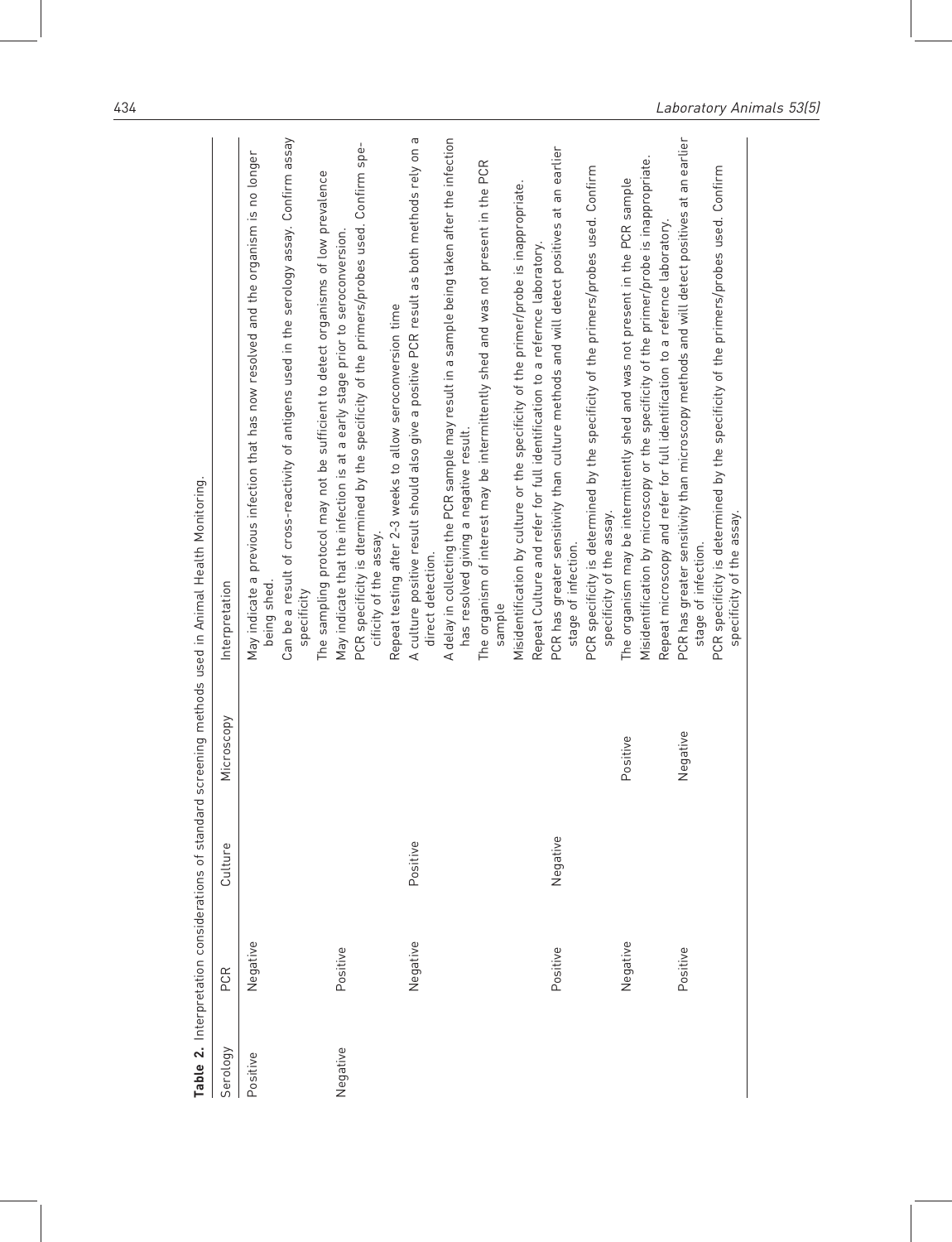**Table 2.** Interpretation considerations of standard screening methods used in Animal Health Monitoring.

| Serology | PCR | Culture | Microscopy | Interpretation |
|---|---|---|---|---|
| Positive | Negative | | | May indicate a previous infection that has now resolved and the organism is no longer being shed. |
| | | | | Can be a result of cross-reactivity of antigens used in the serology assay. Confirm assay specificity |
| | | | | The sampling protocol may not be sufficient to detect organisms of low prevalence |
| Negative | Positive | | | May indicate that the infection is at a early stage prior to seroconversion. |
| | | | | PCR specificity is dtermined by the specificity of the primers/probes used. Confirm specificity of the assay. |
| | | | | Repeat testing after 2–3 weeks to allow seroconversion time |
| | Negative | Positive | | A culture positive result should also give a positive PCR result as both methods rely on a direct detection. |
| | | | | A delay in collecting the PCR sample may result in a sample being taken after the infection has resolved giving a negative result. |
| | | | | The organism of interest may be intermittently shed and was not present in the PCR sample |
| | | | | Misidentification by culture or the specificity of the primer/probe is inappropriate. |
| | | | | Repeat Culture and refer for full identification to a refernce laboratory. |
| | Positive | Negative | | PCR has greater sensitivity than culture methods and will detect positives at an earlier stage of infection. |
| | | | | PCR specificity is determined by the specificity of the primers/probes used. Confirm specificity of the assay. |
| | Negative | | Positive | The organism may be intermittently shed and was not present in the PCR sample |
| | | | | Misidentification by microscopy or the specificity of the primer/probe is inappropriate. |
| | | | | Repeat microscopy and refer for full identification to a refernce laboratory. |
| | Positive | | Negative | PCR has greater sensitivity than microscopy methods and will detect positives at an earlier stage of infection. |
| | | | | PCR specificity is determined by the specificity of the primers/probes used. Confirm specificity of the assay. |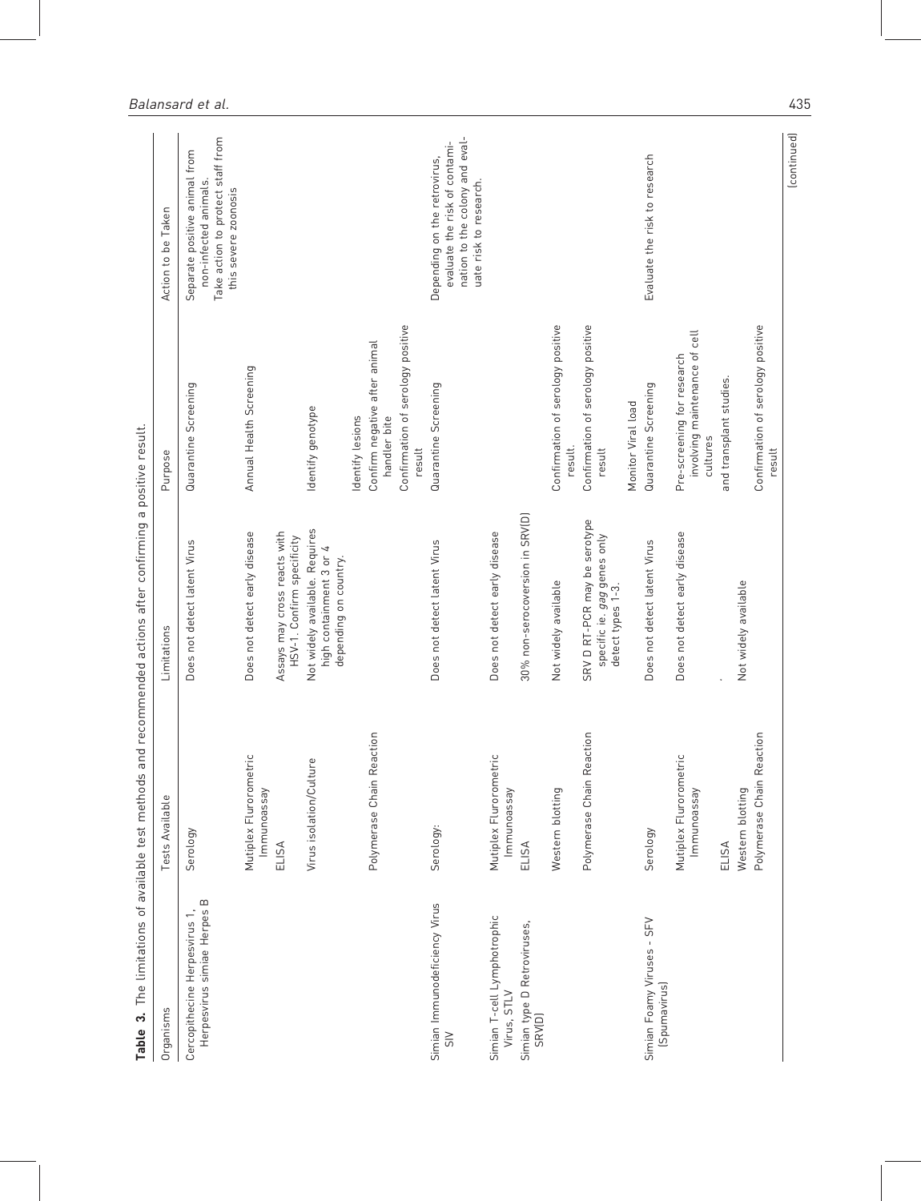**Table 3.** The limitations of available test methods and recommended actions after confirming a positive result.

| Organisms | Tests Available | Limitations | Purpose | Action to be Taken |
|---|---|---|---|---|
| Cercopithecine Herpesvirus 1, Herpesvirus simiae Herpes B | Serology | Does not detect latent Virus | Quarantine Screening | Separate positive animal from non-infected animals. Take action to protect staff from this severe zoonosis |
| | Mutiplex Flurorometric Immunoassay | Does not detect early disease | Annual Health Screening | |
| | ELISA | Assays may cross reacts with HSV-1. Confirm specificity | | |
| | Virus isolation/Culture | Not widely available. Requires high containment 3 or 4 depending on country. | Identify genotype | |
| | | | Identify lesions | |
| | Polymerase Chain Reaction | | Confirm negative after animal handler bite | |
| | | | Confirmation of serology positive result | |
| Simian Immunodeficiency Virus SIV | Serology: | Does not detect latent Virus | Quarantine Screening | Depending on the retrovirus, evaluate the risk of contamination to the colony and evaluate risk to research. |
| Simian T-cell Lymphotrophic Virus, STLV | Mutiplex Flurorometric Immunoassay | Does not detect early disease | | |
| Simian type D Retroviruses, SRV(D) | ELISA | 30% non-seroconversion in SRV(D) | | |
| | Western blotting | Not widely available | Confirmation of serology positive result. | |
| | Polymerase Chain Reaction | SRV D RT-PCR may be serotype specific ie. *gag* genes only detect types 1-3. | Confirmation of serology positive result | |
| | | | Monitor Viral load | |
| Simian Foamy Viruses - SFV (Spumavirus) | Serology | Does not detect latent Virus | Quarantine Screening | Evaluate the risk to research |
| | Mutiplex Flurorometric Immunoassay | Does not detect early disease | Pre-screening for research involving maintenance of cell cultures | |
| | ELISA | . | and transplant studies. | |
| | Western blotting | Not widely available | | |
| | Polymerase Chain Reaction | | Confirmation of serology positive result | |

(continued)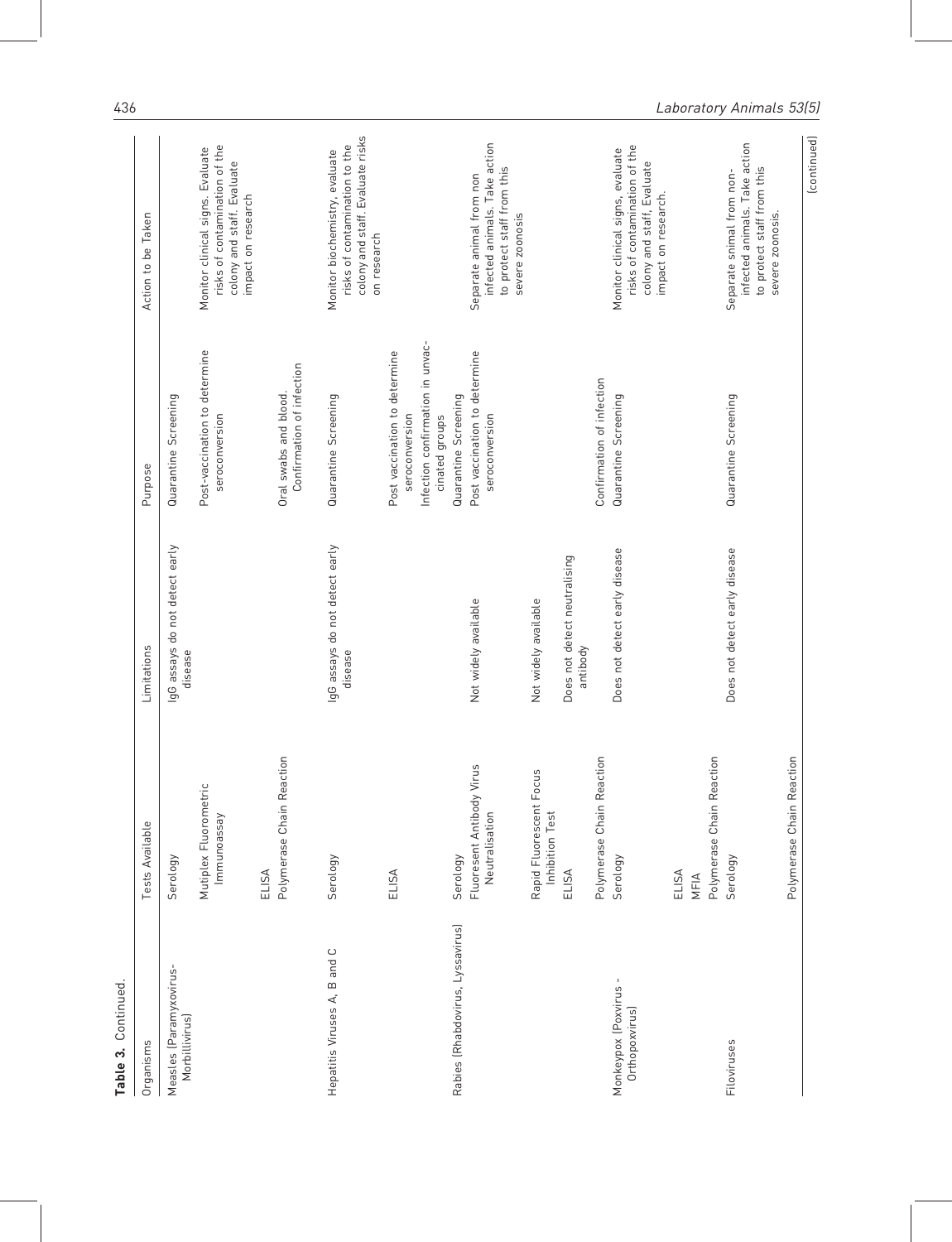**Table 3.** Continued.

| Organisms | Tests Available | Limitations | Purpose | Action to be Taken |
| --- | --- | --- | --- | --- |
| Measles (Paramyxovirus-Morbillivirus) | Serology | IgG assays do not detect early disease | Quarantine Screening | |
| | Mutiplex Fluorometric Immunoassay | | Post-vaccination to determine seroconversion | Monitor clinical signs. Evaluate risks of contamination of the colony and staff. Evaluate impact on research |
| | ELISA | | | |
| | Polymerase Chain Reaction | | Oral swabs and blood. Confirmation of infection | |
| Hepatitis Viruses A, B and C | Serology | IgG assays do not detect early disease | Quarantine Screening | Monitor biochemistry, evaluate risks of contamination to the colony and staff. Evaluate risks on research |
| | ELISA | | Post vaccination to determine seroconversion | |
| | | | Infection confirmation in unvaccinated groups | |
| Rabies (Rhabdovirus, Lyssavirus) | Serology | | Quarantine Screening | |
| | Fluorescent Antibody Virus Neutralisation | Not widely available | Post vaccination to determine seroconversion | Separate animal from non infected animals. Take action to protect staff from this severe zoonosis |
| | Rapid Fluorescent Focus Inhibition Test | Not widely available | | |
| | ELISA | Does not detect neutralising antibody | | |
| | Polymerase Chain Reaction | | Confirmation of infection | |
| Monkeypox (Poxvirus - Orthopoxvirus) | Serology | Does not detect early disease | Quarantine Screening | Monitor clinical signs, evaluate risks of contamination of the colony and staff. Evaluate impact on research. |
| | ELISA | | | |
| | MFIA | | | |
| | Polymerase Chain Reaction | | | |
| Filoviruses | Serology | Does not detect early disease | Quarantine Screening | Separate snimal from non-infected animals. Take action to protect staff from this severe zoonosis. |
| | Polymerase Chain Reaction | | | |

(continued)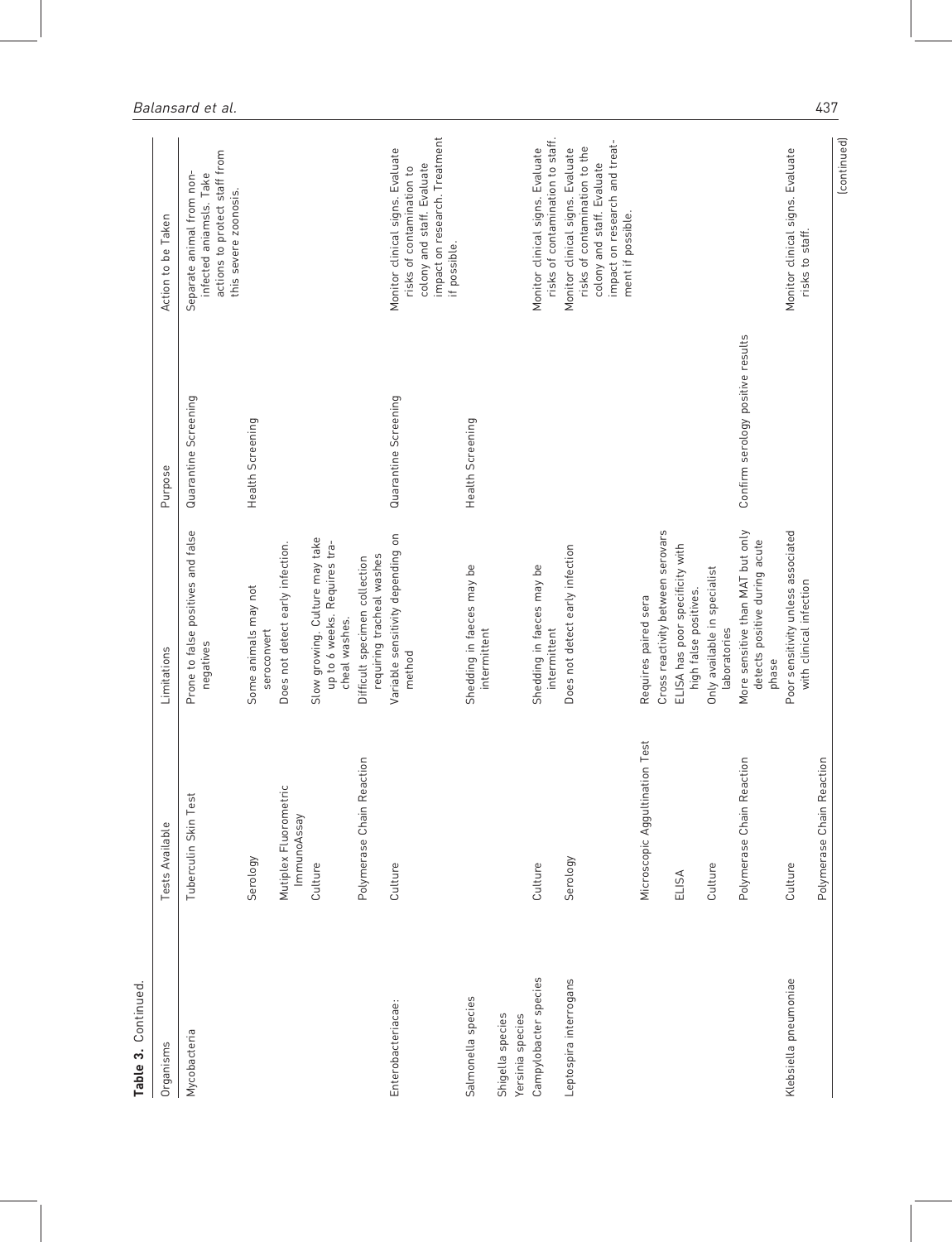**Table 3.** Continued.

| Organisms | Tests Available | Limitations | Purpose | Action to be Taken |
|---|---|---|---|---|
| Mycobacteria | Tuberculin Skin Test | Prone to false positives and false negatives | Quarantine Screening | Separate animal from non-infected aniamsls. Take actions to protect staff from this severe zoonosis. |
| | Serology | Some animals may not seroconvert | Health Screening | |
| | Mutiplex Fluorometric ImmunoAssay | Does not detect early infection. | | |
| | Culture | Slow growing. Culture may take up to 6 weeks. Requires tracheal washes. | | |
| | Polymerase Chain Reaction | Difficult specimen collection requiring tracheal washes | | |
| Enterobacteriacae:<br>Salmonella species<br>Shigella species<br>Yersinia species | Culture | Variable sensitivity depending on method<br>Shedding in faeces may be intermittent | Quarantine Screening<br>Health Screening | Monitor clinical signs. Evaluate risks of contamination to colony and staff. Evaluate impact on research. Treatment if possible. |
| Campylobacter species | Culture | Shedding in faeces may be intermittent | | Monitor clinical signs. Evaluate risks of contamination to staff. |
| Leptospira interrogans | Serology | Does not detect early infection | | Monitor clinical signs. Evaluate risks of contamination to the colony and staff. Evaluate impact on research and treatment if possible. |
| | Microscopic Aggultination Test | Requires paired sera<br>Cross reactivity between serovars | | |
| | ELISA | ELISA has poor specificity with high false positives. | | |
| | Culture | Only available in specialist laboratories | | |
| | Polymerase Chain Reaction | More sensitive than MAT but only detects positive during acute phase | Confirm serology positive results | |
| Klebsiella pneumoniae | Culture | Poor sensitivity unless associated with clinical infection | | Monitor clinical signs. Evaluate risks to staff. |
| | Polymerase Chain Reaction | | | |

(continued)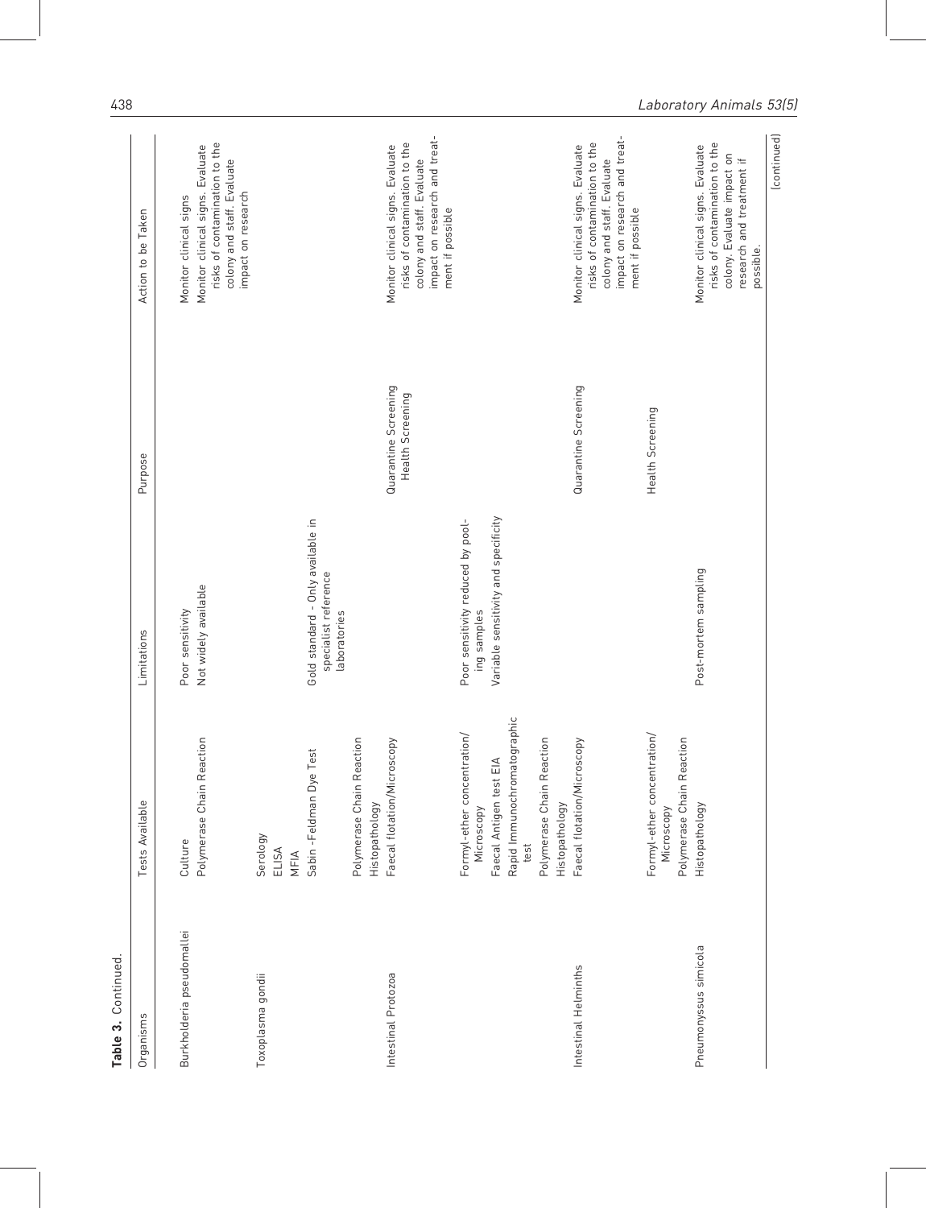**Table 3.** Continued.

| Organisms | Tests Available | Limitations | Purpose | Action to be Taken |
|---|---|---|---|---|
| Burkholderia pseudomallei | Culture | Poor sensitivity | | Monitor clinical signs |
| | Polymerase Chain Reaction | Not widely available | | Monitor clinical signs. Evaluate risks of contamination to the colony and staff. Evaluate impact on research |
| Toxoplasma gondii | Serology<br>ELISA<br>MFIA | | | |
| | Sabin -Feldman Dye Test | Gold standard - Only available in specialist reference laboratories | | |
| | Polymerase Chain Reaction<br>Histopathology | | | |
| Intestinal Protozoa | Faecal flotation/Microscopy | | Quarantine Screening<br>Health Screening | Monitor clinical signs. Evaluate risks of contamination to the colony and staff. Evaluate impact on research and treatment if possible |
| | Formyl-ether concentration/ Microscopy | Poor sensitivity reduced by pooling samples | | |
| | Faecal Antigen test EIA<br>Rapid Immunochromatographic test | Variable sensitivity and specificity | | |
| | Polymerase Chain Reaction<br>Histopathology | | | |
| Intestinal Helminths | Faecal flotation/Microscopy | | Quarantine Screening | Monitor clinical signs. Evaluate risks of contamination to the colony and staff. Evaluate impact on research and treatment if possible |
| | Formyl-ether concentration/ Microscopy<br>Polymerase Chain Reaction | | Health Screening | |
| Pneumonyssus simicola | Histopathology | Post-mortem sampling | | Monitor clinical signs. Evaluate risks of contamination to the colony. Evaluate impact on research and treatment if possible. |

(continued)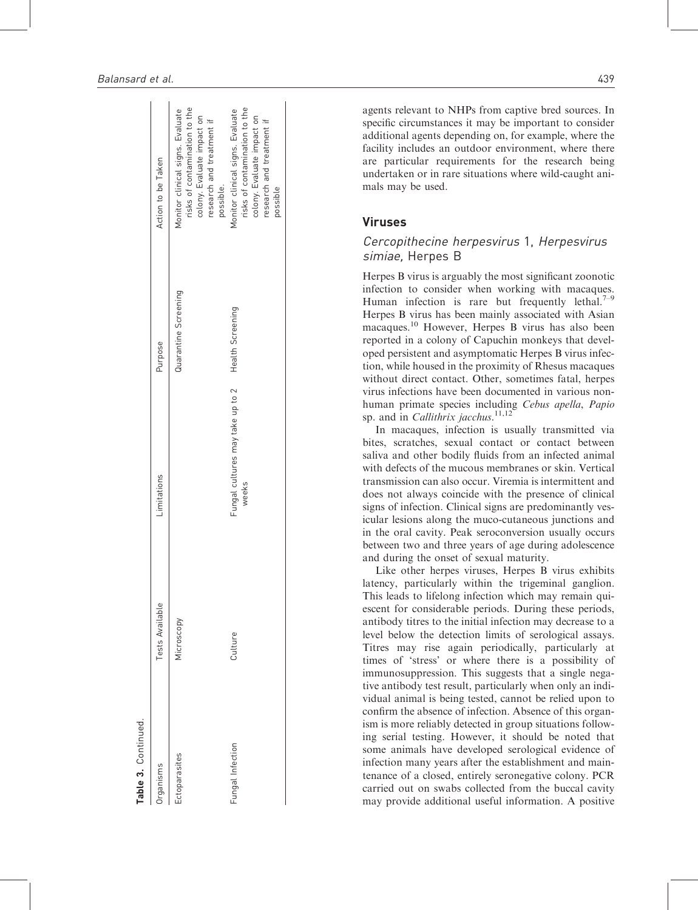**Table 3.** Continued.

| Organisms | Tests Available | Limitations | Purpose | Action to be Taken |
| --- | --- | --- | --- | --- |
| Ectoparasites | Microscopy | | Quarantine Screening | Monitor clinical signs. Evaluate risks of contamination to the colony. Evaluate impact on research and treatment if possible. |
| Fungal Infection | Culture | Fungal cultures may take up to 2 weeks | Health Screening | Monitor clinical signs. Evaluate risks of contamination to the colony. Evaluate impact on research and treatment if possible |

agents relevant to NHPs from captive bred sources. In specific circumstances it may be important to consider additional agents depending on, for example, where the facility includes an outdoor environment, where there are particular requirements for the research being undertaken or in rare situations where wild-caught animals may be used.

## Viruses

### *Cercopithecine herpesvirus* 1, *Herpesvirus simiae*, Herpes B

Herpes B virus is arguably the most significant zoonotic infection to consider when working with macaques. Human infection is rare but frequently lethal.[7–9] Herpes B virus has been mainly associated with Asian macaques.[10] However, Herpes B virus has also been reported in a colony of Capuchin monkeys that developed persistent and asymptomatic Herpes B virus infection, while housed in the proximity of Rhesus macaques without direct contact. Other, sometimes fatal, herpes virus infections have been documented in various non-human primate species including *Cebus apella*, *Papio* sp. and in *Callithrix jacchus*.[11,12]

In macaques, infection is usually transmitted via bites, scratches, sexual contact or contact between saliva and other bodily fluids from an infected animal with defects of the mucous membranes or skin. Vertical transmission can also occur. Viremia is intermittent and does not always coincide with the presence of clinical signs of infection. Clinical signs are predominantly vesicular lesions along the muco-cutaneous junctions and in the oral cavity. Peak seroconversion usually occurs between two and three years of age during adolescence and during the onset of sexual maturity.

Like other herpes viruses, Herpes B virus exhibits latency, particularly within the trigeminal ganglion. This leads to lifelong infection which may remain quiescent for considerable periods. During these periods, antibody titres to the initial infection may decrease to a level below the detection limits of serological assays. Titres may rise again periodically, particularly at times of 'stress' or where there is a possibility of immunosuppression. This suggests that a single negative antibody test result, particularly when only an individual animal is being tested, cannot be relied upon to confirm the absence of infection. Absence of this organism is more reliably detected in group situations following serial testing. However, it should be noted that some animals have developed serological evidence of infection many years after the establishment and maintenance of a closed, entirely seronegative colony. PCR carried out on swabs collected from the buccal cavity may provide additional useful information. A positive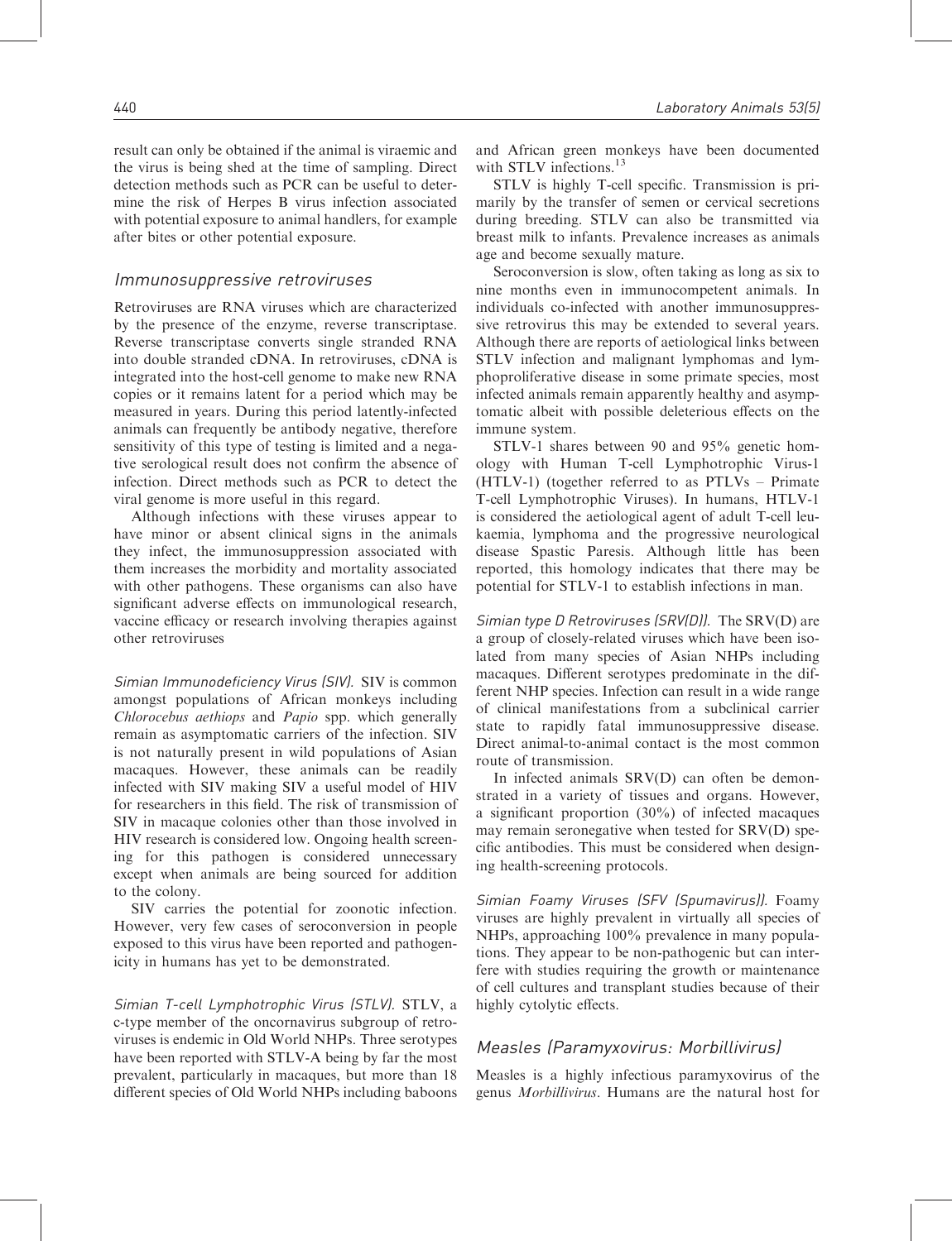result can only be obtained if the animal is viraemic and the virus is being shed at the time of sampling. Direct detection methods such as PCR can be useful to determine the risk of Herpes B virus infection associated with potential exposure to animal handlers, for example after bites or other potential exposure.

## Immunosuppressive retroviruses

Retroviruses are RNA viruses which are characterized by the presence of the enzyme, reverse transcriptase. Reverse transcriptase converts single stranded RNA into double stranded cDNA. In retroviruses, cDNA is integrated into the host-cell genome to make new RNA copies or it remains latent for a period which may be measured in years. During this period latently-infected animals can frequently be antibody negative, therefore sensitivity of this type of testing is limited and a negative serological result does not confirm the absence of infection. Direct methods such as PCR to detect the viral genome is more useful in this regard.

Although infections with these viruses appear to have minor or absent clinical signs in the animals they infect, the immunosuppression associated with them increases the morbidity and mortality associated with other pathogens. These organisms can also have significant adverse effects on immunological research, vaccine efficacy or research involving therapies against other retroviruses

*Simian Immunodeficiency Virus (SIV).* SIV is common amongst populations of African monkeys including *Chlorocebus aethiops* and *Papio* spp. which generally remain as asymptomatic carriers of the infection. SIV is not naturally present in wild populations of Asian macaques. However, these animals can be readily infected with SIV making SIV a useful model of HIV for researchers in this field. The risk of transmission of SIV in macaque colonies other than those involved in HIV research is considered low. Ongoing health screening for this pathogen is considered unnecessary except when animals are being sourced for addition to the colony.

SIV carries the potential for zoonotic infection. However, very few cases of seroconversion in people exposed to this virus have been reported and pathogenicity in humans has yet to be demonstrated.

*Simian T-cell Lymphotrophic Virus (STLV).* STLV, a c-type member of the oncornavirus subgroup of retroviruses is endemic in Old World NHPs. Three serotypes have been reported with STLV-A being by far the most prevalent, particularly in macaques, but more than 18 different species of Old World NHPs including baboons and African green monkeys have been documented with STLV infections.[13]

STLV is highly T-cell specific. Transmission is primarily by the transfer of semen or cervical secretions during breeding. STLV can also be transmitted via breast milk to infants. Prevalence increases as animals age and become sexually mature.

Seroconversion is slow, often taking as long as six to nine months even in immunocompetent animals. In individuals co-infected with another immunosuppressive retrovirus this may be extended to several years. Although there are reports of aetiological links between STLV infection and malignant lymphomas and lymphoproliferative disease in some primate species, most infected animals remain apparently healthy and asymptomatic albeit with possible deleterious effects on the immune system.

STLV-1 shares between 90 and 95% genetic homology with Human T-cell Lymphotrophic Virus-1 (HTLV-1) (together referred to as PTLVs – Primate T-cell Lymphotrophic Viruses). In humans, HTLV-1 is considered the aetiological agent of adult T-cell leukaemia, lymphoma and the progressive neurological disease Spastic Paresis. Although little has been reported, this homology indicates that there may be potential for STLV-1 to establish infections in man.

*Simian type D Retroviruses (SRV(D)).* The SRV(D) are a group of closely-related viruses which have been isolated from many species of Asian NHPs including macaques. Different serotypes predominate in the different NHP species. Infection can result in a wide range of clinical manifestations from a subclinical carrier state to rapidly fatal immunosuppressive disease. Direct animal-to-animal contact is the most common route of transmission.

In infected animals SRV(D) can often be demonstrated in a variety of tissues and organs. However, a significant proportion (30%) of infected macaques may remain seronegative when tested for SRV(D) specific antibodies. This must be considered when designing health-screening protocols.

*Simian Foamy Viruses (SFV (Spumavirus)).* Foamy viruses are highly prevalent in virtually all species of NHPs, approaching 100% prevalence in many populations. They appear to be non-pathogenic but can interfere with studies requiring the growth or maintenance of cell cultures and transplant studies because of their highly cytolytic effects.

## Measles (Paramyxovirus: Morbillivirus)

Measles is a highly infectious paramyxovirus of the genus *Morbillivirus*. Humans are the natural host for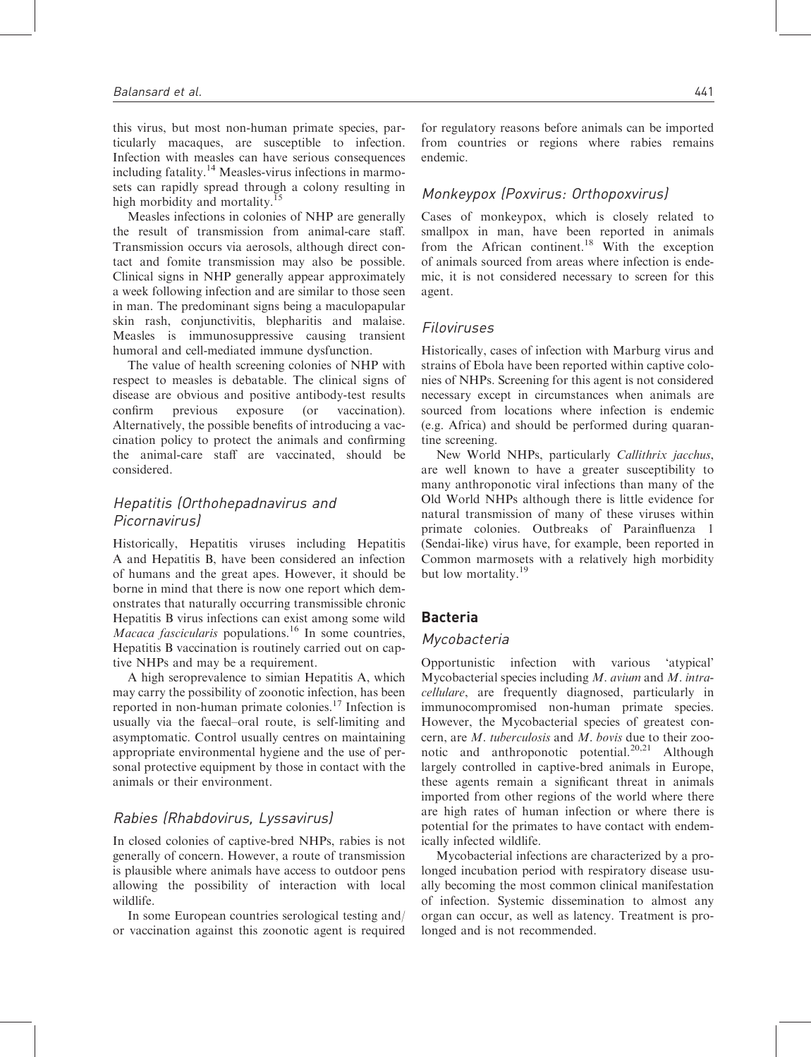this virus, but most non-human primate species, particularly macaques, are susceptible to infection. Infection with measles can have serious consequences including fatality.[14] Measles-virus infections in marmosets can rapidly spread through a colony resulting in high morbidity and mortality.[15]

Measles infections in colonies of NHP are generally the result of transmission from animal-care staff. Transmission occurs via aerosols, although direct contact and fomite transmission may also be possible. Clinical signs in NHP generally appear approximately a week following infection and are similar to those seen in man. The predominant signs being a maculopapular skin rash, conjunctivitis, blepharitis and malaise. Measles is immunosuppressive causing transient humoral and cell-mediated immune dysfunction.

The value of health screening colonies of NHP with respect to measles is debatable. The clinical signs of disease are obvious and positive antibody-test results confirm previous exposure (or vaccination). Alternatively, the possible benefits of introducing a vaccination policy to protect the animals and confirming the animal-care staff are vaccinated, should be considered.

### *Hepatitis (Orthohepadnavirus and Picornavirus)*

Historically, Hepatitis viruses including Hepatitis A and Hepatitis B, have been considered an infection of humans and the great apes. However, it should be borne in mind that there is now one report which demonstrates that naturally occurring transmissible chronic Hepatitis B virus infections can exist among some wild *Macaca fascicularis* populations.[16] In some countries, Hepatitis B vaccination is routinely carried out on captive NHPs and may be a requirement.

A high seroprevalence to simian Hepatitis A, which may carry the possibility of zoonotic infection, has been reported in non-human primate colonies.[17] Infection is usually via the faecal–oral route, is self-limiting and asymptomatic. Control usually centres on maintaining appropriate environmental hygiene and the use of personal protective equipment by those in contact with the animals or their environment.

### *Rabies (Rhabdovirus, Lyssavirus)*

In closed colonies of captive-bred NHPs, rabies is not generally of concern. However, a route of transmission is plausible where animals have access to outdoor pens allowing the possibility of interaction with local wildlife.

In some European countries serological testing and/or vaccination against this zoonotic agent is required for regulatory reasons before animals can be imported from countries or regions where rabies remains endemic.

### *Monkeypox (Poxvirus: Orthopoxvirus)*

Cases of monkeypox, which is closely related to smallpox in man, have been reported in animals from the African continent.[18] With the exception of animals sourced from areas where infection is endemic, it is not considered necessary to screen for this agent.

### *Filoviruses*

Historically, cases of infection with Marburg virus and strains of Ebola have been reported within captive colonies of NHPs. Screening for this agent is not considered necessary except in circumstances when animals are sourced from locations where infection is endemic (e.g. Africa) and should be performed during quarantine screening.

New World NHPs, particularly *Callithrix jacchus*, are well known to have a greater susceptibility to many anthroponotic viral infections than many of the Old World NHPs although there is little evidence for natural transmission of many of these viruses within primate colonies. Outbreaks of Parainfluenza 1 (Sendai-like) virus have, for example, been reported in Common marmosets with a relatively high morbidity but low mortality.[19]

## Bacteria

### *Mycobacteria*

Opportunistic infection with various 'atypical' Mycobacterial species including *M. avium* and *M. intracellulare*, are frequently diagnosed, particularly in immunocompromised non-human primate species. However, the Mycobacterial species of greatest concern, are *M. tuberculosis* and *M. bovis* due to their zoonotic and anthroponotic potential.[20,21] Although largely controlled in captive-bred animals in Europe, these agents remain a significant threat in animals imported from other regions of the world where there are high rates of human infection or where there is potential for the primates to have contact with endemically infected wildlife.

Mycobacterial infections are characterized by a prolonged incubation period with respiratory disease usually becoming the most common clinical manifestation of infection. Systemic dissemination to almost any organ can occur, as well as latency. Treatment is prolonged and is not recommended.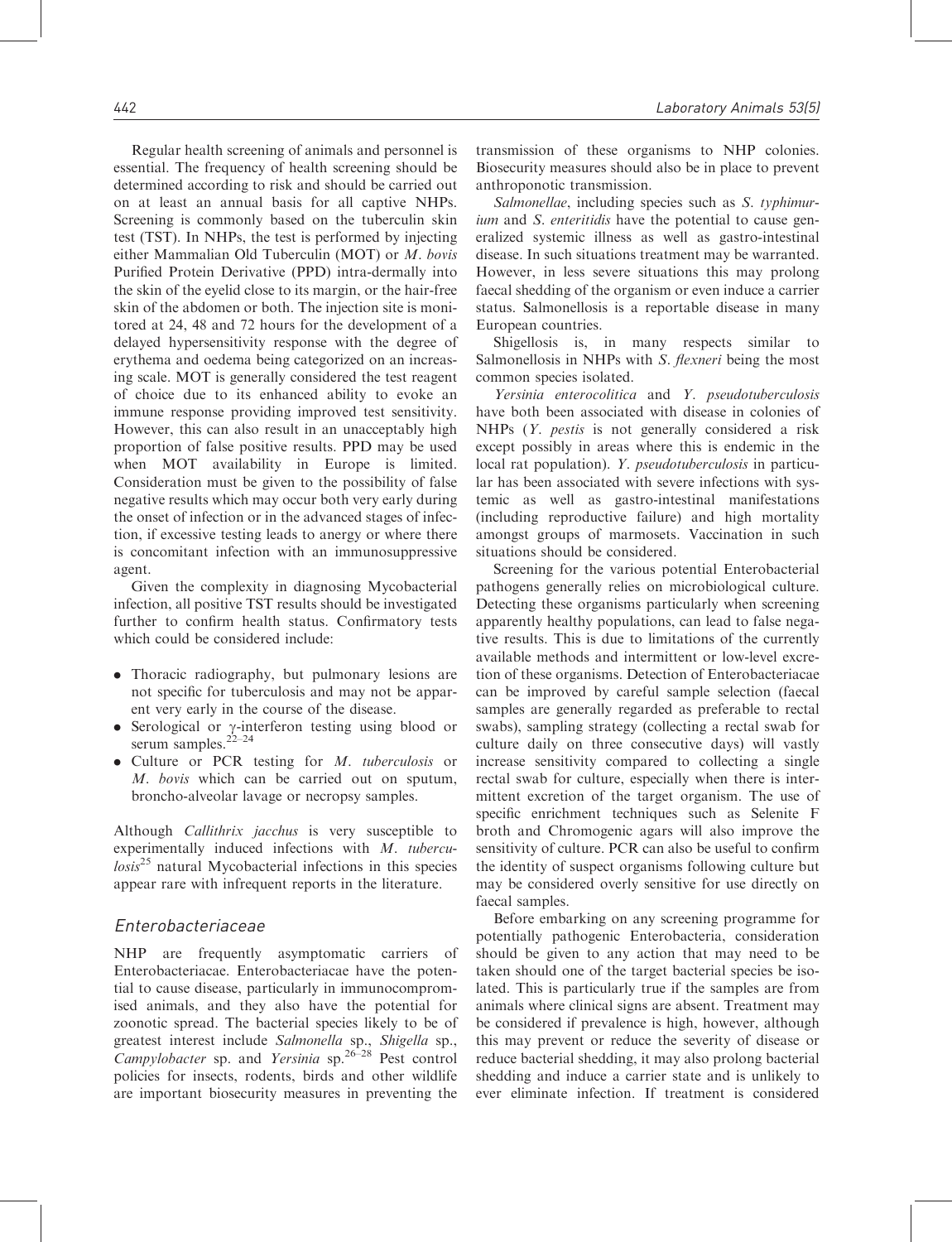Regular health screening of animals and personnel is essential. The frequency of health screening should be determined according to risk and should be carried out on at least an annual basis for all captive NHPs. Screening is commonly based on the tuberculin skin test (TST). In NHPs, the test is performed by injecting either Mammalian Old Tuberculin (MOT) or *M. bovis* Purified Protein Derivative (PPD) intra-dermally into the skin of the eyelid close to its margin, or the hair-free skin of the abdomen or both. The injection site is monitored at 24, 48 and 72 hours for the development of a delayed hypersensitivity response with the degree of erythema and oedema being categorized on an increasing scale. MOT is generally considered the test reagent of choice due to its enhanced ability to evoke an immune response providing improved test sensitivity. However, this can also result in an unacceptably high proportion of false positive results. PPD may be used when MOT availability in Europe is limited. Consideration must be given to the possibility of false negative results which may occur both very early during the onset of infection or in the advanced stages of infection, if excessive testing leads to anergy or where there is concomitant infection with an immunosuppressive agent.

Given the complexity in diagnosing Mycobacterial infection, all positive TST results should be investigated further to confirm health status. Confirmatory tests which could be considered include:

- Thoracic radiography, but pulmonary lesions are not specific for tuberculosis and may not be apparent very early in the course of the disease.
- Serological or $\gamma$-interferon testing using blood or serum samples.[22–24]
- Culture or PCR testing for *M. tuberculosis* or *M. bovis* which can be carried out on sputum, broncho-alveolar lavage or necropsy samples.

Although *Callithrix jacchus* is very susceptible to experimentally induced infections with *M. tuberculosis*[25] natural Mycobacterial infections in this species appear rare with infrequent reports in the literature.

### *Enterobacteriaceae*

NHP are frequently asymptomatic carriers of Enterobacteriacae. Enterobacteriacae have the potential to cause disease, particularly in immunocompromised animals, and they also have the potential for zoonotic spread. The bacterial species likely to be of greatest interest include *Salmonella* sp., *Shigella* sp., *Campylobacter* sp. and *Yersinia* sp.[26–28] Pest control policies for insects, rodents, birds and other wildlife are important biosecurity measures in preventing the transmission of these organisms to NHP colonies. Biosecurity measures should also be in place to prevent anthroponotic transmission.

*Salmonellae*, including species such as *S. typhimurium* and *S. enteritidis* have the potential to cause generalized systemic illness as well as gastro-intestinal disease. In such situations treatment may be warranted. However, in less severe situations this may prolong faecal shedding of the organism or even induce a carrier status. Salmonellosis is a reportable disease in many European countries.

Shigellosis is, in many respects similar to Salmonellosis in NHPs with *S. flexneri* being the most common species isolated.

*Yersinia enterocolitica* and *Y. pseudotuberculosis* have both been associated with disease in colonies of NHPs (*Y. pestis* is not generally considered a risk except possibly in areas where this is endemic in the local rat population). *Y. pseudotuberculosis* in particular has been associated with severe infections with systemic as well as gastro-intestinal manifestations (including reproductive failure) and high mortality amongst groups of marmosets. Vaccination in such situations should be considered.

Screening for the various potential Enterobacterial pathogens generally relies on microbiological culture. Detecting these organisms particularly when screening apparently healthy populations, can lead to false negative results. This is due to limitations of the currently available methods and intermittent or low-level excretion of these organisms. Detection of Enterobacteriacae can be improved by careful sample selection (faecal samples are generally regarded as preferable to rectal swabs), sampling strategy (collecting a rectal swab for culture daily on three consecutive days) will vastly increase sensitivity compared to collecting a single rectal swab for culture, especially when there is intermittent excretion of the target organism. The use of specific enrichment techniques such as Selenite F broth and Chromogenic agars will also improve the sensitivity of culture. PCR can also be useful to confirm the identity of suspect organisms following culture but may be considered overly sensitive for use directly on faecal samples.

Before embarking on any screening programme for potentially pathogenic Enterobacteria, consideration should be given to any action that may need to be taken should one of the target bacterial species be isolated. This is particularly true if the samples are from animals where clinical signs are absent. Treatment may be considered if prevalence is high, however, although this may prevent or reduce the severity of disease or reduce bacterial shedding, it may also prolong bacterial shedding and induce a carrier state and is unlikely to ever eliminate infection. If treatment is considered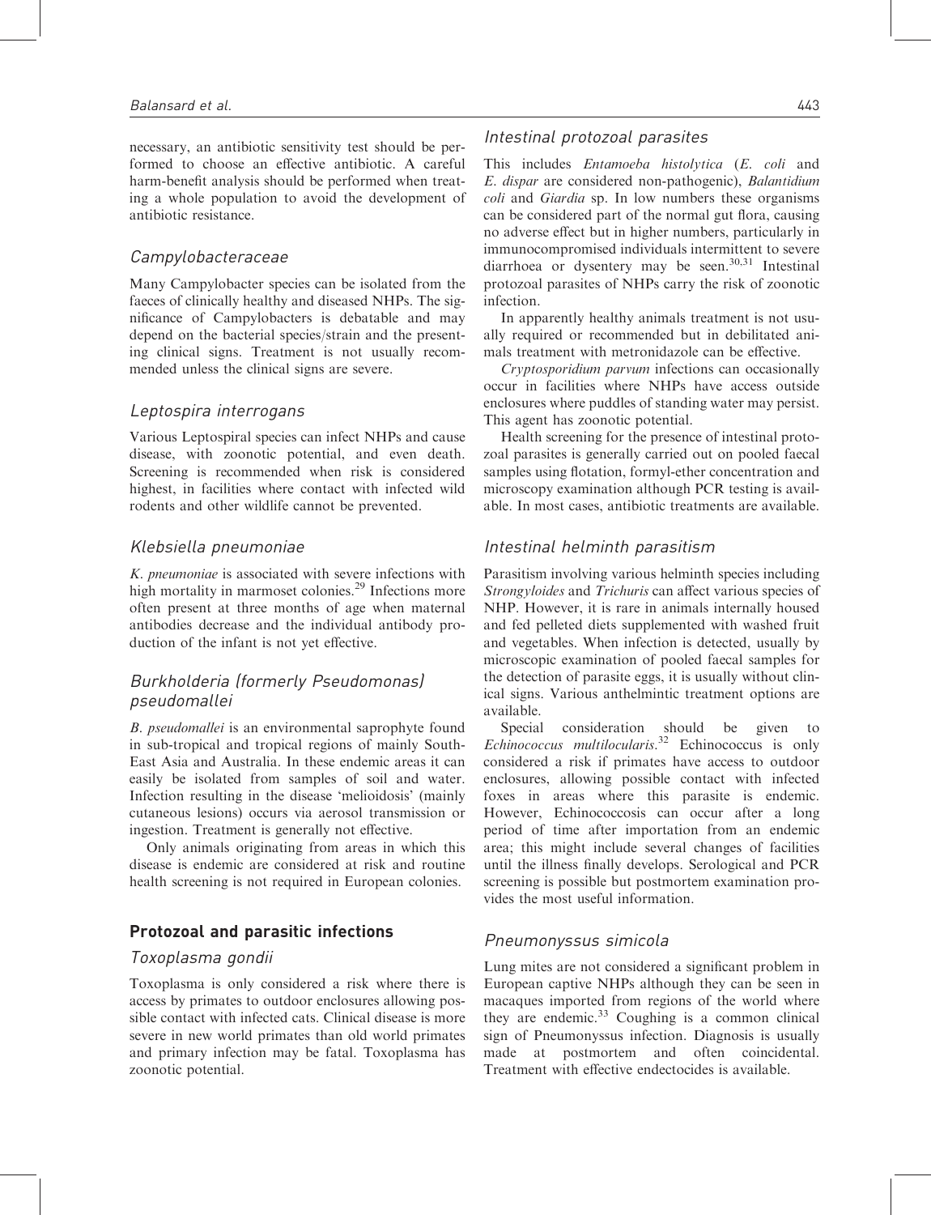necessary, an antibiotic sensitivity test should be performed to choose an effective antibiotic. A careful harm-benefit analysis should be performed when treating a whole population to avoid the development of antibiotic resistance.

### *Campylobacteraceae*

Many Campylobacter species can be isolated from the faeces of clinically healthy and diseased NHPs. The significance of Campylobacters is debatable and may depend on the bacterial species/strain and the presenting clinical signs. Treatment is not usually recommended unless the clinical signs are severe.

### *Leptospira interrogans*

Various Leptospiral species can infect NHPs and cause disease, with zoonotic potential, and even death. Screening is recommended when risk is considered highest, in facilities where contact with infected wild rodents and other wildlife cannot be prevented.

### *Klebsiella pneumoniae*

*K. pneumoniae* is associated with severe infections with high mortality in marmoset colonies.[29] Infections more often present at three months of age when maternal antibodies decrease and the individual antibody production of the infant is not yet effective.

### *Burkholderia (formerly Pseudomonas) pseudomallei*

*B. pseudomallei* is an environmental saprophyte found in sub-tropical and tropical regions of mainly South-East Asia and Australia. In these endemic areas it can easily be isolated from samples of soil and water. Infection resulting in the disease 'melioidosis' (mainly cutaneous lesions) occurs via aerosol transmission or ingestion. Treatment is generally not effective.

Only animals originating from areas in which this disease is endemic are considered at risk and routine health screening is not required in European colonies.

## Protozoal and parasitic infections

### *Toxoplasma gondii*

Toxoplasma is only considered a risk where there is access by primates to outdoor enclosures allowing possible contact with infected cats. Clinical disease is more severe in new world primates than old world primates and primary infection may be fatal. Toxoplasma has zoonotic potential.

### *Intestinal protozoal parasites*

This includes *Entamoeba histolytica* (*E. coli* and *E. dispar* are considered non-pathogenic), *Balantidium coli* and *Giardia* sp. In low numbers these organisms can be considered part of the normal gut flora, causing no adverse effect but in higher numbers, particularly in immunocompromised individuals intermittent to severe diarrhoea or dysentery may be seen.[30,31] Intestinal protozoal parasites of NHPs carry the risk of zoonotic infection.

In apparently healthy animals treatment is not usually required or recommended but in debilitated animals treatment with metronidazole can be effective.

*Cryptosporidium parvum* infections can occasionally occur in facilities where NHPs have access outside enclosures where puddles of standing water may persist. This agent has zoonotic potential.

Health screening for the presence of intestinal protozoal parasites is generally carried out on pooled faecal samples using flotation, formyl-ether concentration and microscopy examination although PCR testing is available. In most cases, antibiotic treatments are available.

### *Intestinal helminth parasitism*

Parasitism involving various helminth species including *Strongyloides* and *Trichuris* can affect various species of NHP. However, it is rare in animals internally housed and fed pelleted diets supplemented with washed fruit and vegetables. When infection is detected, usually by microscopic examination of pooled faecal samples for the detection of parasite eggs, it is usually without clinical signs. Various anthelmintic treatment options are available.

Special consideration should be given to *Echinococcus multilocularis*.[32] Echinococcus is only considered a risk if primates have access to outdoor enclosures, allowing possible contact with infected foxes in areas where this parasite is endemic. However, Echinococcosis can occur after a long period of time after importation from an endemic area; this might include several changes of facilities until the illness finally develops. Serological and PCR screening is possible but postmortem examination provides the most useful information.

### *Pneumonyssus simicola*

Lung mites are not considered a significant problem in European captive NHPs although they can be seen in macaques imported from regions of the world where they are endemic.[33] Coughing is a common clinical sign of Pneumonyssus infection. Diagnosis is usually made at postmortem and often coincidental. Treatment with effective endectocides is available.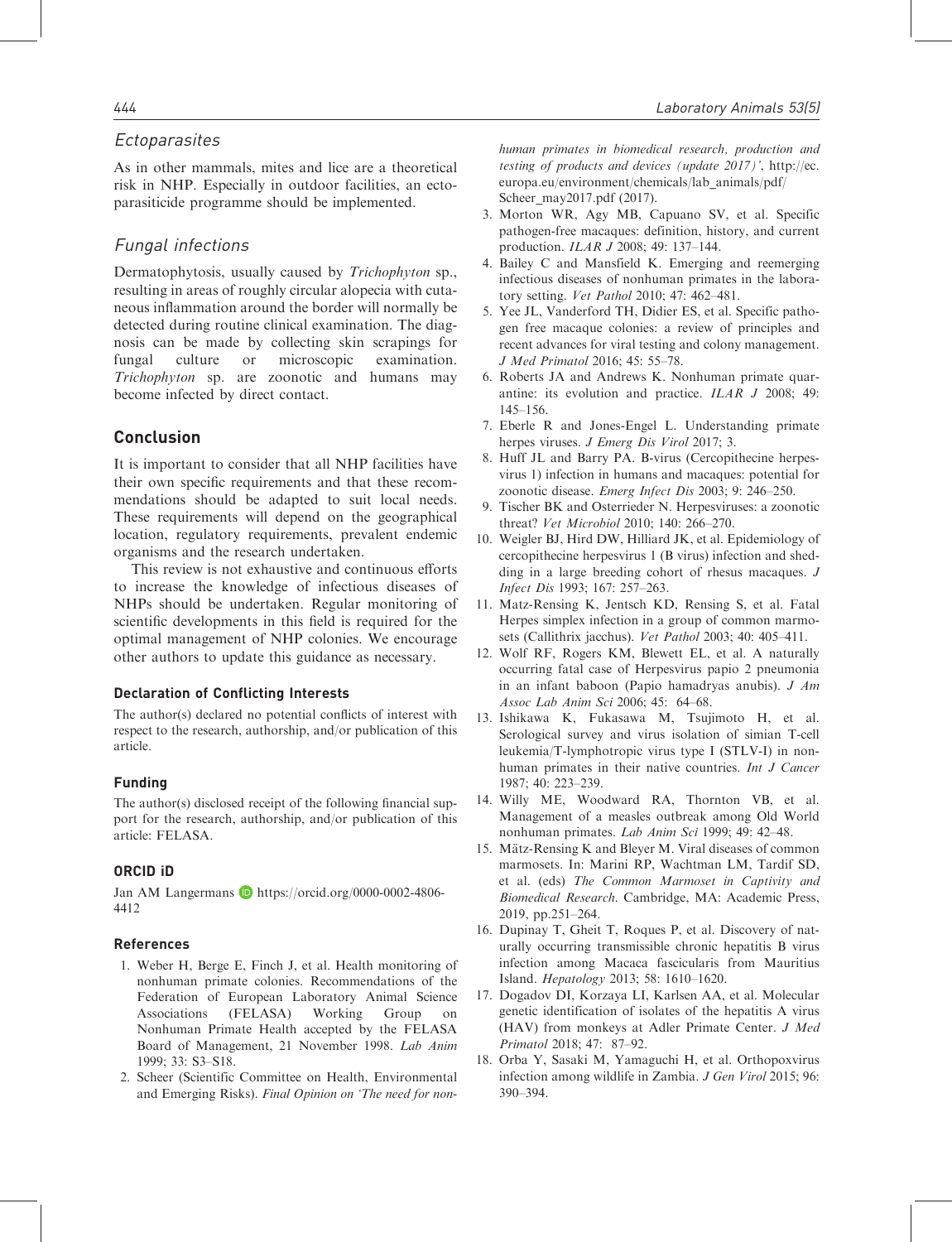### Ectoparasites

As in other mammals, mites and lice are a theoretical risk in NHP. Especially in outdoor facilities, an ectoparasiticide programme should be implemented.

### Fungal infections

Dermatophytosis, usually caused by *Trichophyton* sp., resulting in areas of roughly circular alopecia with cutaneous inflammation around the border will normally be detected during routine clinical examination. The diagnosis can be made by collecting skin scrapings for fungal culture or microscopic examination. *Trichophyton* sp. are zoonotic and humans may become infected by direct contact.

## Conclusion

It is important to consider that all NHP facilities have their own specific requirements and that these recommendations should be adapted to suit local needs. These requirements will depend on the geographical location, regulatory requirements, prevalent endemic organisms and the research undertaken.

This review is not exhaustive and continuous efforts to increase the knowledge of infectious diseases of NHPs should be undertaken. Regular monitoring of scientific developments in this field is required for the optimal management of NHP colonies. We encourage other authors to update this guidance as necessary.

#### Declaration of Conflicting Interests

The author(s) declared no potential conflicts of interest with respect to the research, authorship, and/or publication of this article.

#### Funding

The author(s) disclosed receipt of the following financial support for the research, authorship, and/or publication of this article: FELASA.

#### ORCID iD

Jan AM Langermans https://orcid.org/0000-0002-4806-4412

#### References

1. Weber H, Berge E, Finch J, et al. Health monitoring of nonhuman primate colonies. Recommendations of the Federation of European Laboratory Animal Science Associations (FELASA) Working Group on Nonhuman Primate Health accepted by the FELASA Board of Management, 21 November 1998. *Lab Anim* 1999; 33: S3–S18.
2. Scheer (Scientific Committee on Health, Environmental and Emerging Risks). *Final Opinion on 'The need for non-human primates in biomedical research, production and testing of products and devices (update 2017)'*, http://ec.europa.eu/environment/chemicals/lab_animals/pdf/Scheer_may2017.pdf (2017).
3. Morton WR, Agy MB, Capuano SV, et al. Specific pathogen-free macaques: definition, history, and current production. *ILAR J* 2008; 49: 137–144.
4. Bailey C and Mansfield K. Emerging and reemerging infectious diseases of nonhuman primates in the laboratory setting. *Vet Pathol* 2010; 47: 462–481.
5. Yee JL, Vanderford TH, Didier ES, et al. Specific pathogen free macaque colonies: a review of principles and recent advances for viral testing and colony management. *J Med Primatol* 2016; 45: 55–78.
6. Roberts JA and Andrews K. Nonhuman primate quarantine: its evolution and practice. *ILAR J* 2008; 49: 145–156.
7. Eberle R and Jones-Engel L. Understanding primate herpes viruses. *J Emerg Dis Virol* 2017; 3.
8. Huff JL and Barry PA. B-virus (Cercopithecine herpesvirus 1) infection in humans and macaques: potential for zoonotic disease. *Emerg Infect Dis* 2003; 9: 246–250.
9. Tischer BK and Osterrieder N. Herpesviruses: a zoonotic threat? *Vet Microbiol* 2010; 140: 266–270.
10. Weigler BJ, Hird DW, Hilliard JK, et al. Epidemiology of cercopithecine herpesvirus 1 (B virus) infection and shedding in a large breeding cohort of rhesus macaques. *J Infect Dis* 1993; 167: 257–263.
11. Matz-Rensing K, Jentsch KD, Rensing S, et al. Fatal Herpes simplex infection in a group of common marmosets (Callithrix jacchus). *Vet Pathol* 2003; 40: 405–411.
12. Wolf RF, Rogers KM, Blewett EL, et al. A naturally occurring fatal case of Herpesvirus papio 2 pneumonia in an infant baboon (Papio hamadryas anubis). *J Am Assoc Lab Anim Sci* 2006; 45: 64–68.
13. Ishikawa K, Fukasawa M, Tsujimoto H, et al. Serological survey and virus isolation of simian T-cell leukemia/T-lymphotropic virus type I (STLV-I) in nonhuman primates in their native countries. *Int J Cancer* 1987; 40: 223–239.
14. Willy ME, Woodward RA, Thornton VB, et al. Management of a measles outbreak among Old World nonhuman primates. *Lab Anim Sci* 1999; 49: 42–48.
15. Mätz-Rensing K and Bleyer M. Viral diseases of common marmosets. In: Marini RP, Wachtman LM, Tardif SD, et al. (eds) *The Common Marmoset in Captivity and Biomedical Research*. Cambridge, MA: Academic Press, 2019, pp.251–264.
16. Dupinay T, Gheit T, Roques P, et al. Discovery of naturally occurring transmissible chronic hepatitis B virus infection among Macaca fascicularis from Mauritius Island. *Hepatology* 2013; 58: 1610–1620.
17. Dogadov DI, Korzaya LI, Karlsen AA, et al. Molecular genetic identification of isolates of the hepatitis A virus (HAV) from monkeys at Adler Primate Center. *J Med Primatol* 2018; 47: 87–92.
18. Orba Y, Sasaki M, Yamaguchi H, et al. Orthopoxvirus infection among wildlife in Zambia. *J Gen Virol* 2015; 96: 390–394.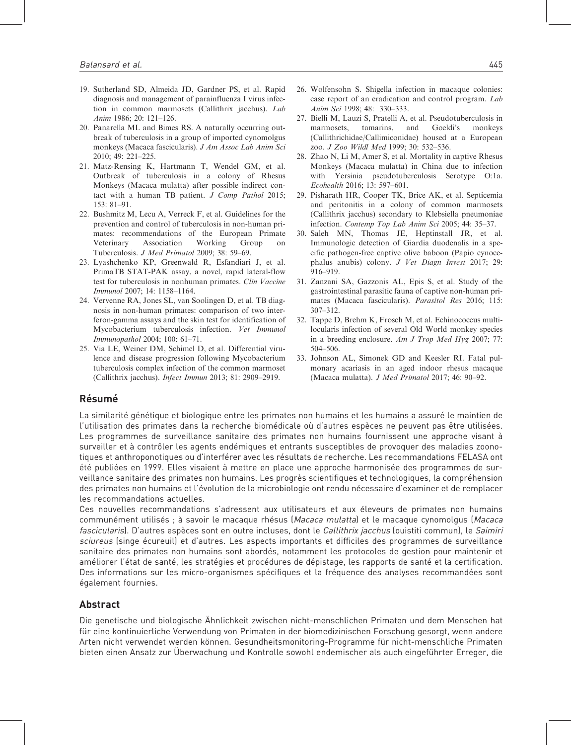19. Sutherland SD, Almeida JD, Gardner PS, et al. Rapid diagnosis and management of parainfluenza I virus infection in common marmosets (Callithrix jacchus). *Lab Anim* 1986; 20: 121–126.
20. Panarella ML and Bimes RS. A naturally occurring outbreak of tuberculosis in a group of imported cynomolgus monkeys (Macaca fascicularis). *J Am Assoc Lab Anim Sci* 2010; 49: 221–225.
21. Matz-Rensing K, Hartmann T, Wendel GM, et al. Outbreak of tuberculosis in a colony of Rhesus Monkeys (Macaca mulatta) after possible indirect contact with a human TB patient. *J Comp Pathol* 2015; 153: 81–91.
22. Bushmitz M, Lecu A, Verreck F, et al. Guidelines for the prevention and control of tuberculosis in non-human primates: recommendations of the European Primate Veterinary Association Working Group on Tuberculosis. *J Med Primatol* 2009; 38: 59–69.
23. Lyashchenko KP, Greenwald R, Esfandiari J, et al. PrimaTB STAT-PAK assay, a novel, rapid lateral-flow test for tuberculosis in nonhuman primates. *Clin Vaccine Immunol* 2007; 14: 1158–1164.
24. Vervenne RA, Jones SL, van Soolingen D, et al. TB diagnosis in non-human primates: comparison of two interferon-gamma assays and the skin test for identification of Mycobacterium tuberculosis infection. *Vet Immunol Immunopathol* 2004; 100: 61–71.
25. Via LE, Weiner DM, Schimel D, et al. Differential virulence and disease progression following Mycobacterium tuberculosis complex infection of the common marmoset (Callithrix jacchus). *Infect Immun* 2013; 81: 2909–2919.
26. Wolfensohn S. Shigella infection in macaque colonies: case report of an eradication and control program. *Lab Anim Sci* 1998; 48: 330–333.
27. Bielli M, Lauzi S, Pratelli A, et al. Pseudotuberculosis in marmosets, tamarins, and Goeldi's monkeys (Callithrichidae/Callimiconidae) housed at a European zoo. *J Zoo Wildl Med* 1999; 30: 532–536.
28. Zhao N, Li M, Amer S, et al. Mortality in captive Rhesus Monkeys (Macaca mulatta) in China due to infection with Yersinia pseudotuberculosis Serotype O:1a. *Ecohealth* 2016; 13: 597–601.
29. Pisharath HR, Cooper TK, Brice AK, et al. Septicemia and peritonitis in a colony of common marmosets (Callithrix jacchus) secondary to Klebsiella pneumoniae infection. *Contemp Top Lab Anim Sci* 2005; 44: 35–37.
30. Saleh MN, Thomas JE, Heptinstall JR, et al. Immunologic detection of Giardia duodenalis in a specific pathogen-free captive olive baboon (Papio cynocephalus anubis) colony. *J Vet Diagn Invest* 2017; 29: 916–919.
31. Zanzani SA, Gazzonis AL, Epis S, et al. Study of the gastrointestinal parasitic fauna of captive non-human primates (Macaca fascicularis). *Parasitol Res* 2016; 115: 307–312.
32. Tappe D, Brehm K, Frosch M, et al. Echinococcus multilocularis infection of several Old World monkey species in a breeding enclosure. *Am J Trop Med Hyg* 2007; 77: 504–506.
33. Johnson AL, Simonek GD and Keesler RI. Fatal pulmonary acariasis in an aged indoor rhesus macaque (Macaca mulatta). *J Med Primatol* 2017; 46: 90–92.

## Résumé

La similarité génétique et biologique entre les primates non humains et les humains a assuré le maintien de l'utilisation des primates dans la recherche biomédicale où d'autres espèces ne peuvent pas être utilisées. Les programmes de surveillance sanitaire des primates non humains fournissent une approche visant à surveiller et à contrôler les agents endémiques et entrants susceptibles de provoquer des maladies zoonotiques et anthroponotiques ou d'interférer avec les résultats de recherche. Les recommandations FELASA ont été publiées en 1999. Elles visaient à mettre en place une approche harmonisée des programmes de surveillance sanitaire des primates non humains. Les progrès scientifiques et technologiques, la compréhension des primates non humains et l'évolution de la microbiologie ont rendu nécessaire d'examiner et de remplacer les recommandations actuelles.

Ces nouvelles recommandations s'adressent aux utilisateurs et aux éleveurs de primates non humains communément utilisés ; à savoir le macaque rhésus (*Macaca mulatta*) et le macaque cynomolgus (*Macaca fascicularis*). D'autres espèces sont en outre incluses, dont le *Callithrix jacchus* (ouistiti commun), le *Saimiri sciureus* (singe écureuil) et d'autres. Les aspects importants et difficiles des programmes de surveillance sanitaire des primates non humains sont abordés, notamment les protocoles de gestion pour maintenir et améliorer l'état de santé, les stratégies et procédures de dépistage, les rapports de santé et la certification. Des informations sur les micro-organismes spécifiques et la fréquence des analyses recommandées sont également fournies.

## Abstract

Die genetische und biologische Ähnlichkeit zwischen nicht-menschlichen Primaten und dem Menschen hat für eine kontinuierliche Verwendung von Primaten in der biomedizinischen Forschung gesorgt, wenn andere Arten nicht verwendet werden können. Gesundheitsmonitoring-Programme für nicht-menschliche Primaten bieten einen Ansatz zur Überwachung und Kontrolle sowohl endemischer als auch eingeführter Erreger, die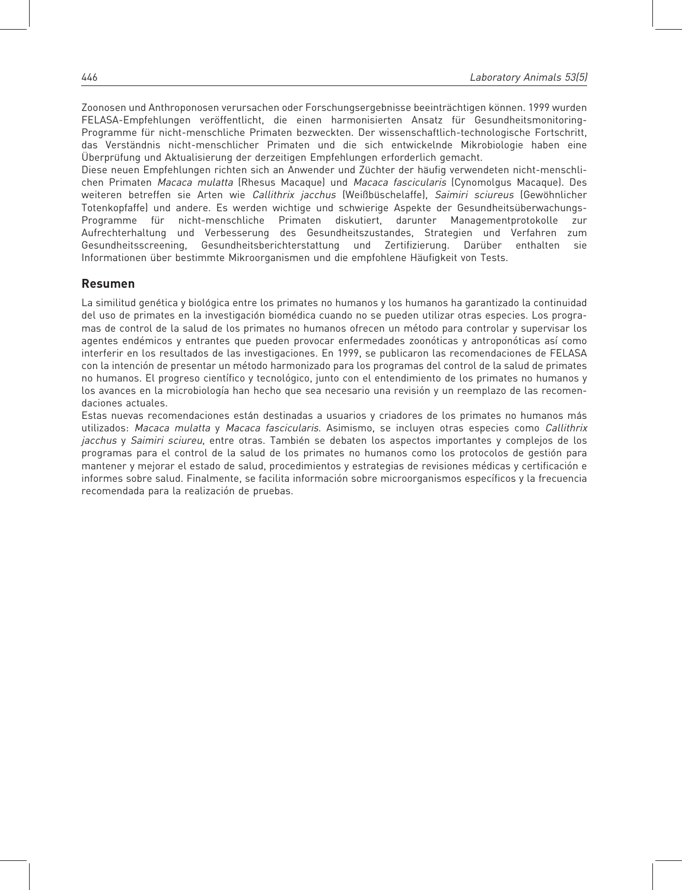Zoonosen und Anthroponosen verursachen oder Forschungsergebnisse beeinträchtigen können. 1999 wurden FELASA-Empfehlungen veröffentlicht, die einen harmonisierten Ansatz für Gesundheitsmonitoring-Programme für nicht-menschliche Primaten bezweckten. Der wissenschaftlich-technologische Fortschritt, das Verständnis nicht-menschlicher Primaten und die sich entwickelnde Mikrobiologie haben eine Überprüfung und Aktualisierung der derzeitigen Empfehlungen erforderlich gemacht.

Diese neuen Empfehlungen richten sich an Anwender und Züchter der häufig verwendeten nicht-menschlichen Primaten *Macaca mulatta* (Rhesus Macaque) und *Macaca fascicularis* (Cynomolgus Macaque). Des weiteren betreffen sie Arten wie *Callithrix jacchus* (Weißbüschelaffe), *Saimiri sciureus* (Gewöhnlicher Totenkopfaffe) und andere. Es werden wichtige und schwierige Aspekte der Gesundheitsüberwachungs-Programme für nicht-menschliche Primaten diskutiert, darunter Managementprotokolle zur Aufrechterhaltung und Verbesserung des Gesundheitszustandes, Strategien und Verfahren zum Gesundheitsscreening, Gesundheitsberichterstattung und Zertifizierung. Darüber enthalten sie Informationen über bestimmte Mikroorganismen und die empfohlene Häufigkeit von Tests.

## Resumen

La similitud genética y biológica entre los primates no humanos y los humanos ha garantizado la continuidad del uso de primates en la investigación biomédica cuando no se pueden utilizar otras especies. Los programas de control de la salud de los primates no humanos ofrecen un método para controlar y supervisar los agentes endémicos y entrantes que pueden provocar enfermedades zoonóticas y antroponóticas así como interferir en los resultados de las investigaciones. En 1999, se publicaron las recomendaciones de FELASA con la intención de presentar un método harmonizado para los programas del control de la salud de primates no humanos. El progreso científico y tecnológico, junto con el entendimiento de los primates no humanos y los avances en la microbiología han hecho que sea necesario una revisión y un reemplazo de las recomendaciones actuales.

Estas nuevas recomendaciones están destinadas a usuarios y criadores de los primates no humanos más utilizados: *Macaca mulatta* y *Macaca fascicularis*. Asimismo, se incluyen otras especies como *Callithrix jacchus* y *Saimiri sciureu*, entre otras. También se debaten los aspectos importantes y complejos de los programas para el control de la salud de los primates no humanos como los protocolos de gestión para mantener y mejorar el estado de salud, procedimientos y estrategias de revisiones médicas y certificación e informes sobre salud. Finalmente, se facilita información sobre microorganismos específicos y la frecuencia recomendada para la realización de pruebas.